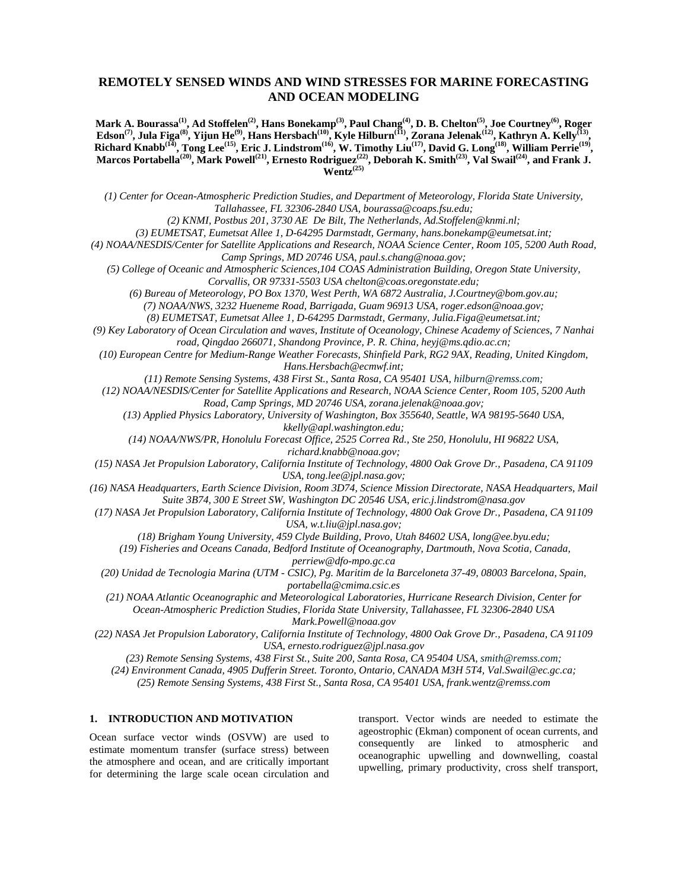# REMOTELY SENSED WINDS AND WIND STRESSES FOR MARINE FORECASTING AND OCEAN MODELING

**Mark A. Bourassa[(1)], Ad Stoffelen[(2)], Hans Bonekamp[(3)], Paul Chang[(4)], D. B. Chelton[(5)], Joe Courtney[(6)], Roger Edson[(7)], Jula Figa[(8)], Yijun He[(9)], Hans Hersbach[(10)], Kyle Hilburn[(11)], Zorana Jelenak[(12)], Kathryn A. Kelly[(13)], Richard Knabb[(14)], Tong Lee[(15)], Eric J. Lindstrom[(16)], W. Timothy Liu[(17)], David G. Long[(18)], William Perrie[(19)], Marcos Portabella[(20)], Mark Powell[(21)], Ernesto Rodriguez[(22)], Deborah K. Smith[(23)], Val Swail[(24)], and Frank J. Wentz[(25)]**

*(1) Center for Ocean-Atmospheric Prediction Studies, and Department of Meteorology, Florida State University, Tallahassee, FL 32306-2840 USA, bourassa@coaps.fsu.edu;*
*(2) KNMI, Postbus 201, 3730 AE De Bilt, The Netherlands, Ad.Stoffelen@knmi.nl;*
*(3) EUMETSAT, Eumetsat Allee 1, D-64295 Darmstadt, Germany, hans.bonekamp@eumetsat.int;*
*(4) NOAA/NESDIS/Center for Satellite Applications and Research, NOAA Science Center, Room 105, 5200 Auth Road, Camp Springs, MD 20746 USA, paul.s.chang@noaa.gov;*
*(5) College of Oceanic and Atmospheric Sciences,104 COAS Administration Building, Oregon State University, Corvallis, OR 97331-5503 USA chelton@coas.oregonstate.edu;*
*(6) Bureau of Meteorology, PO Box 1370, West Perth, WA 6872 Australia, J.Courtney@bom.gov.au;*
*(7) NOAA/NWS, 3232 Hueneme Road, Barrigada, Guam 96913 USA, roger.edson@noaa.gov;*
*(8) EUMETSAT, Eumetsat Allee 1, D-64295 Darmstadt, Germany, Julia.Figa@eumetsat.int;*
*(9) Key Laboratory of Ocean Circulation and waves, Institute of Oceanology, Chinese Academy of Sciences, 7 Nanhai road, Qingdao 266071, Shandong Province, P. R. China, heyj@ms.qdio.ac.cn;*
*(10) European Centre for Medium-Range Weather Forecasts, Shinfield Park, RG2 9AX, Reading, United Kingdom, Hans.Hersbach@ecmwf.int;*
*(11) Remote Sensing Systems, 438 First St., Santa Rosa, CA 95401 USA, hilburn@remss.com;*
*(12) NOAA/NESDIS/Center for Satellite Applications and Research, NOAA Science Center, Room 105, 5200 Auth Road, Camp Springs, MD 20746 USA, zorana.jelenak@noaa.gov;*
*(13) Applied Physics Laboratory, University of Washington, Box 355640, Seattle, WA 98195-5640 USA, kkelly@apl.washington.edu;*
*(14) NOAA/NWS/PR, Honolulu Forecast Office, 2525 Correa Rd., Ste 250, Honolulu, HI 96822 USA, richard.knabb@noaa.gov;*
*(15) NASA Jet Propulsion Laboratory, California Institute of Technology, 4800 Oak Grove Dr., Pasadena, CA 91109 USA, tong.lee@jpl.nasa.gov;*
*(16) NASA Headquarters, Earth Science Division, Room 3D74, Science Mission Directorate, NASA Headquarters, Mail Suite 3B74, 300 E Street SW, Washington DC 20546 USA, eric.j.lindstrom@nasa.gov*
*(17) NASA Jet Propulsion Laboratory, California Institute of Technology, 4800 Oak Grove Dr., Pasadena, CA 91109 USA, w.t.liu@jpl.nasa.gov;*
*(18) Brigham Young University, 459 Clyde Building, Provo, Utah 84602 USA, long@ee.byu.edu;*
*(19) Fisheries and Oceans Canada, Bedford Institute of Oceanography, Dartmouth, Nova Scotia, Canada, perriew@dfo-mpo.gc.ca*
*(20) Unidad de Tecnologia Marina (UTM - CSIC), Pg. Maritim de la Barceloneta 37-49, 08003 Barcelona, Spain, portabella@cmima.csic.es*
*(21) NOAA Atlantic Oceanographic and Meteorological Laboratories, Hurricane Research Division, Center for Ocean-Atmospheric Prediction Studies, Florida State University, Tallahassee, FL 32306-2840 USA Mark.Powell@noaa.gov*
*(22) NASA Jet Propulsion Laboratory, California Institute of Technology, 4800 Oak Grove Dr., Pasadena, CA 91109 USA, ernesto.rodriguez@jpl.nasa.gov*
*(23) Remote Sensing Systems, 438 First St., Suite 200, Santa Rosa, CA 95404 USA, smith@remss.com;*
*(24) Environment Canada, 4905 Dufferin Street. Toronto, Ontario, CANADA M3H 5T4, Val.Swail@ec.gc.ca;*
*(25) Remote Sensing Systems, 438 First St., Santa Rosa, CA 95401 USA, frank.wentz@remss.com*

## 1. INTRODUCTION AND MOTIVATION

Ocean surface vector winds (OSVW) are used to estimate momentum transfer (surface stress) between the atmosphere and ocean, and are critically important for determining the large scale ocean circulation and transport. Vector winds are needed to estimate the ageostrophic (Ekman) component of ocean currents, and consequently are linked to atmospheric and oceanographic upwelling and downwelling, coastal upwelling, primary productivity, cross shelf transport,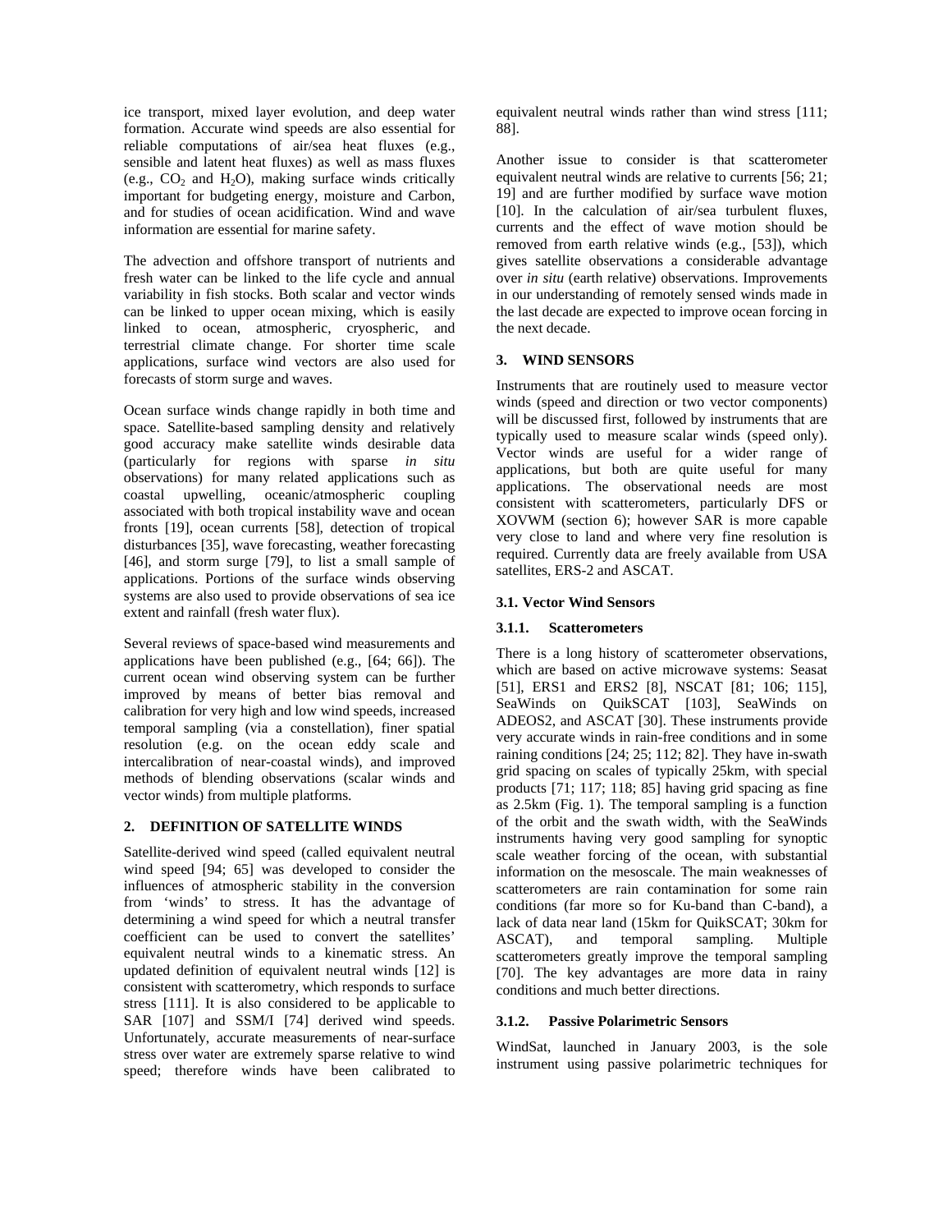ice transport, mixed layer evolution, and deep water formation. Accurate wind speeds are also essential for reliable computations of air/sea heat fluxes (e.g., sensible and latent heat fluxes) as well as mass fluxes (e.g., $CO_2$ and $H_2O$), making surface winds critically important for budgeting energy, moisture and Carbon, and for studies of ocean acidification. Wind and wave information are essential for marine safety.

The advection and offshore transport of nutrients and fresh water can be linked to the life cycle and annual variability in fish stocks. Both scalar and vector winds can be linked to upper ocean mixing, which is easily linked to ocean, atmospheric, cryospheric, and terrestrial climate change. For shorter time scale applications, surface wind vectors are also used for forecasts of storm surge and waves.

Ocean surface winds change rapidly in both time and space. Satellite-based sampling density and relatively good accuracy make satellite winds desirable data (particularly for regions with sparse *in situ* observations) for many related applications such as coastal upwelling, oceanic/atmospheric coupling associated with both tropical instability wave and ocean fronts [19], ocean currents [58], detection of tropical disturbances [35], wave forecasting, weather forecasting [46], and storm surge [79], to list a small sample of applications. Portions of the surface winds observing systems are also used to provide observations of sea ice extent and rainfall (fresh water flux).

Several reviews of space-based wind measurements and applications have been published (e.g., [64; 66]). The current ocean wind observing system can be further improved by means of better bias removal and calibration for very high and low wind speeds, increased temporal sampling (via a constellation), finer spatial resolution (e.g. on the ocean eddy scale and intercalibration of near-coastal winds), and improved methods of blending observations (scalar winds and vector winds) from multiple platforms.

## 2. DEFINITION OF SATELLITE WINDS

Satellite-derived wind speed (called equivalent neutral wind speed [94; 65] was developed to consider the influences of atmospheric stability in the conversion from 'winds' to stress. It has the advantage of determining a wind speed for which a neutral transfer coefficient can be used to convert the satellites' equivalent neutral winds to a kinematic stress. An updated definition of equivalent neutral winds [12] is consistent with scatterometry, which responds to surface stress [111]. It is also considered to be applicable to SAR [107] and SSM/I [74] derived wind speeds. Unfortunately, accurate measurements of near-surface stress over water are extremely sparse relative to wind speed; therefore winds have been calibrated to equivalent neutral winds rather than wind stress [111; 88].

Another issue to consider is that scatterometer equivalent neutral winds are relative to currents [56; 21; 19] and are further modified by surface wave motion [10]. In the calculation of air/sea turbulent fluxes, currents and the effect of wave motion should be removed from earth relative winds (e.g., [53]), which gives satellite observations a considerable advantage over *in situ* (earth relative) observations. Improvements in our understanding of remotely sensed winds made in the last decade are expected to improve ocean forcing in the next decade.

## 3. WIND SENSORS

Instruments that are routinely used to measure vector winds (speed and direction or two vector components) will be discussed first, followed by instruments that are typically used to measure scalar winds (speed only). Vector winds are useful for a wider range of applications, but both are quite useful for many applications. The observational needs are most consistent with scatterometers, particularly DFS or XOVWM (section 6); however SAR is more capable very close to land and where very fine resolution is required. Currently data are freely available from USA satellites, ERS-2 and ASCAT.

### 3.1. Vector Wind Sensors

#### 3.1.1. Scatterometers

There is a long history of scatterometer observations, which are based on active microwave systems: Seasat [51], ERS1 and ERS2 [8], NSCAT [81; 106; 115], SeaWinds on QuikSCAT [103], SeaWinds on ADEOS2, and ASCAT [30]. These instruments provide very accurate winds in rain-free conditions and in some raining conditions [24; 25; 112; 82]. They have in-swath grid spacing on scales of typically 25km, with special products [71; 117; 118; 85] having grid spacing as fine as 2.5km (Fig. 1). The temporal sampling is a function of the orbit and the swath width, with the SeaWinds instruments having very good sampling for synoptic scale weather forcing of the ocean, with substantial information on the mesoscale. The main weaknesses of scatterometers are rain contamination for some rain conditions (far more so for Ku-band than C-band), a lack of data near land (15km for QuikSCAT; 30km for ASCAT), and temporal sampling. Multiple scatterometers greatly improve the temporal sampling [70]. The key advantages are more data in rainy conditions and much better directions.

#### 3.1.2. Passive Polarimetric Sensors

WindSat, launched in January 2003, is the sole instrument using passive polarimetric techniques for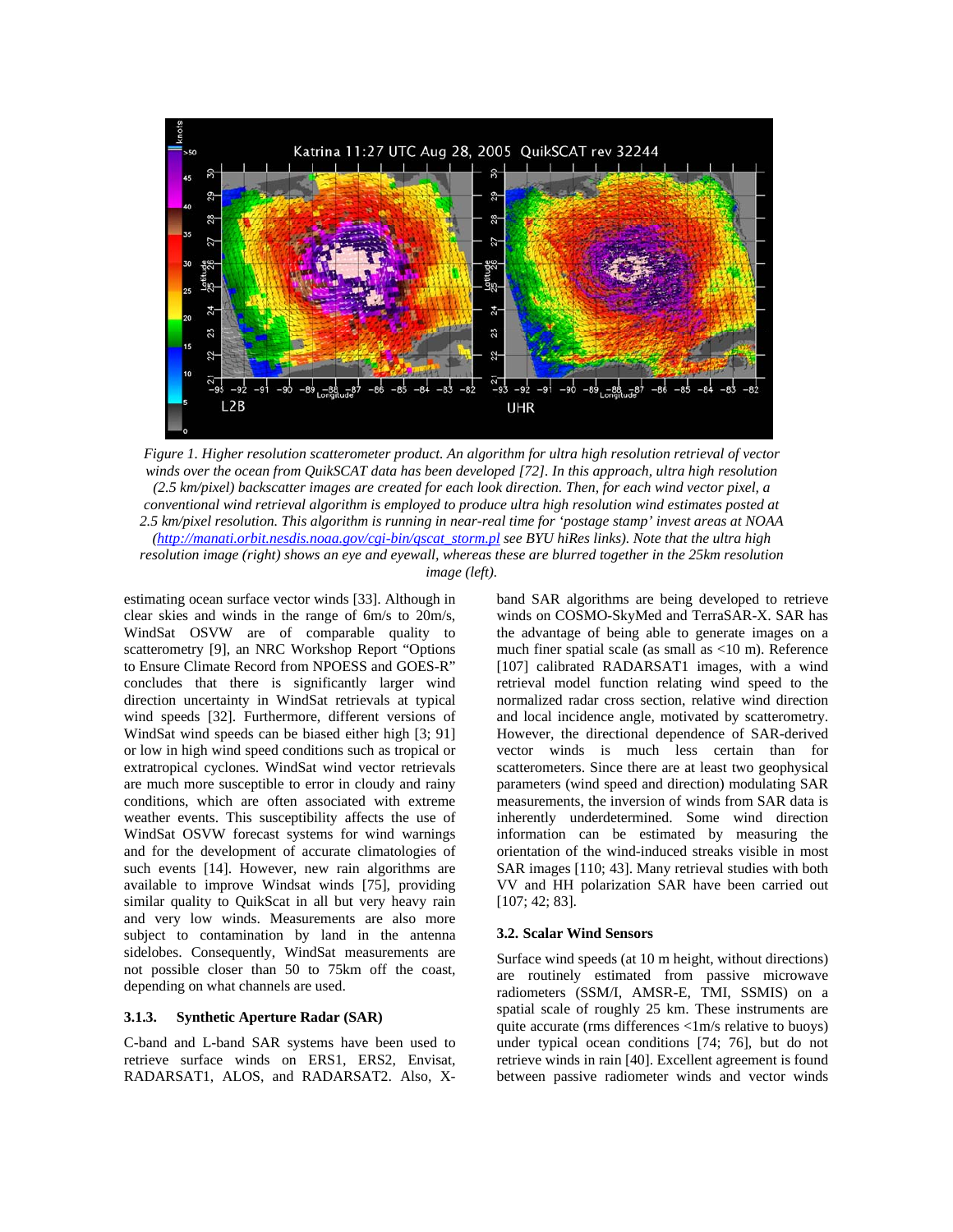*Figure 1. Higher resolution scatterometer product. An algorithm for ultra high resolution retrieval of vector winds over the ocean from QuikSCAT data has been developed [72]. In this approach, ultra high resolution (2.5 km/pixel) backscatter images are created for each look direction. Then, for each wind vector pixel, a conventional wind retrieval algorithm is employed to produce ultra high resolution wind estimates posted at 2.5 km/pixel resolution. This algorithm is running in near-real time for 'postage stamp' invest areas at NOAA (http://manati.orbit.nesdis.noaa.gov/cgi-bin/qscat_storm.pl see BYU hiRes links). Note that the ultra high resolution image (right) shows an eye and eyewall, whereas these are blurred together in the 25km resolution image (left).*

estimating ocean surface vector winds [33]. Although in clear skies and winds in the range of 6m/s to 20m/s, WindSat OSVW are of comparable quality to scatterometry [9], an NRC Workshop Report "Options to Ensure Climate Record from NPOESS and GOES-R" concludes that there is significantly larger wind direction uncertainty in WindSat retrievals at typical wind speeds [32]. Furthermore, different versions of WindSat wind speeds can be biased either high [3; 91] or low in high wind speed conditions such as tropical or extratropical cyclones. WindSat wind vector retrievals are much more susceptible to error in cloudy and rainy conditions, which are often associated with extreme weather events. This susceptibility affects the use of WindSat OSVW forecast systems for wind warnings and for the development of accurate climatologies of such events [14]. However, new rain algorithms are available to improve Windsat winds [75], providing similar quality to QuikScat in all but very heavy rain and very low winds. Measurements are also more subject to contamination by land in the antenna sidelobes. Consequently, WindSat measurements are not possible closer than 50 to 75km off the coast, depending on what channels are used.

### 3.1.3. Synthetic Aperture Radar (SAR)

C-band and L-band SAR systems have been used to retrieve surface winds on ERS1, ERS2, Envisat, RADARSAT1, ALOS, and RADARSAT2. Also, X-band SAR algorithms are being developed to retrieve winds on COSMO-SkyMed and TerraSAR-X. SAR has the advantage of being able to generate images on a much finer spatial scale (as small as <10 m). Reference [107] calibrated RADARSAT1 images, with a wind retrieval model function relating wind speed to the normalized radar cross section, relative wind direction and local incidence angle, motivated by scatterometry. However, the directional dependence of SAR-derived vector winds is much less certain than for scatterometers. Since there are at least two geophysical parameters (wind speed and direction) modulating SAR measurements, the inversion of winds from SAR data is inherently underdetermined. Some wind direction information can be estimated by measuring the orientation of the wind-induced streaks visible in most SAR images [110; 43]. Many retrieval studies with both VV and HH polarization SAR have been carried out [107; 42; 83].

## 3.2. Scalar Wind Sensors

Surface wind speeds (at 10 m height, without directions) are routinely estimated from passive microwave radiometers (SSM/I, AMSR-E, TMI, SSMIS) on a spatial scale of roughly 25 km. These instruments are quite accurate (rms differences <1m/s relative to buoys) under typical ocean conditions [74; 76], but do not retrieve winds in rain [40]. Excellent agreement is found between passive radiometer winds and vector winds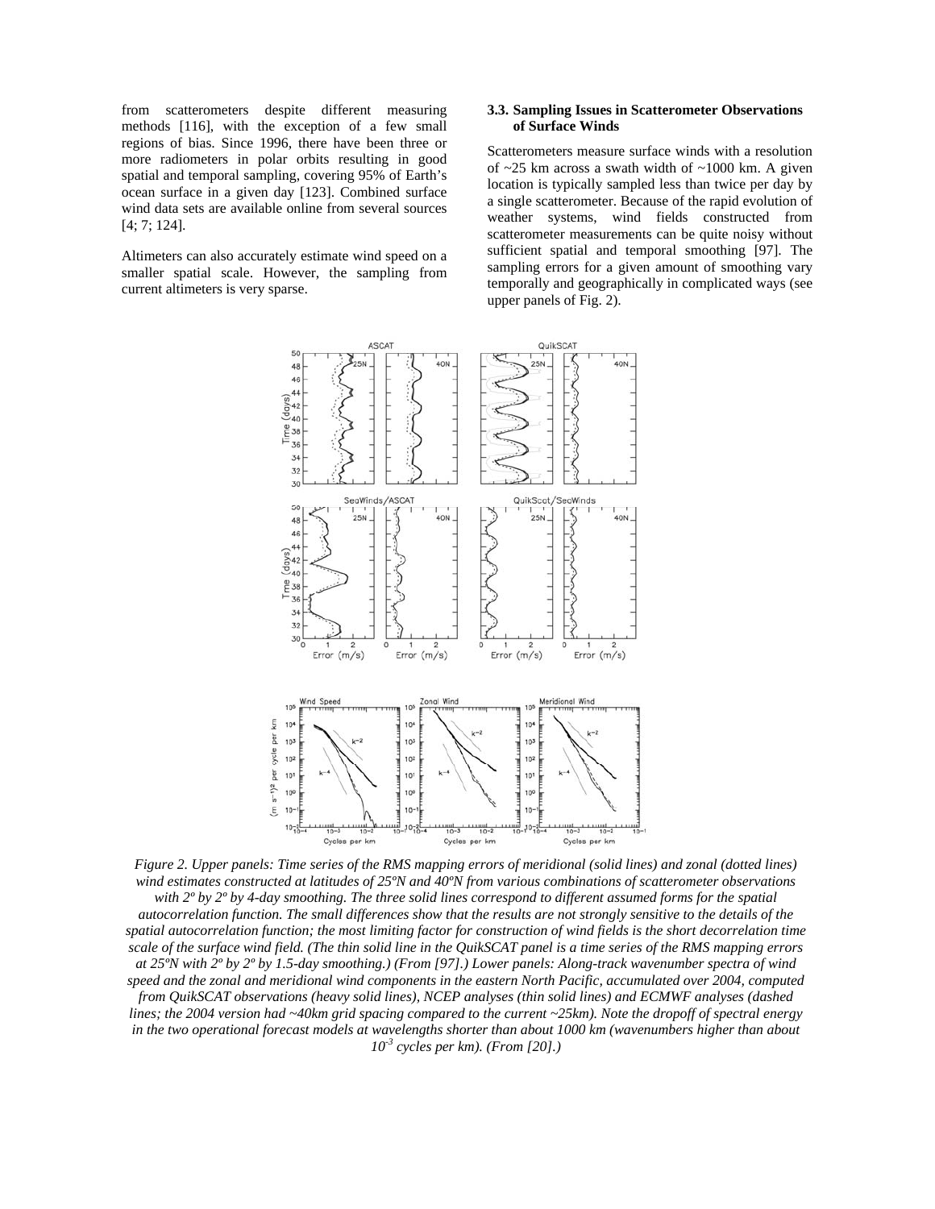from scatterometers despite different measuring methods [116], with the exception of a few small regions of bias. Since 1996, there have been three or more radiometers in polar orbits resulting in good spatial and temporal sampling, covering 95% of Earth's ocean surface in a given day [123]. Combined surface wind data sets are available online from several sources [4; 7; 124].

Altimeters can also accurately estimate wind speed on a smaller spatial scale. However, the sampling from current altimeters is very sparse.

### 3.3. Sampling Issues in Scatterometer Observations of Surface Winds

Scatterometers measure surface winds with a resolution of ~25 km across a swath width of ~1000 km. A given location is typically sampled less than twice per day by a single scatterometer. Because of the rapid evolution of weather systems, wind fields constructed from scatterometer measurements can be quite noisy without sufficient spatial and temporal smoothing [97]. The sampling errors for a given amount of smoothing vary temporally and geographically in complicated ways (see upper panels of Fig. 2).

*Figure 2. Upper panels: Time series of the RMS mapping errors of meridional (solid lines) and zonal (dotted lines) wind estimates constructed at latitudes of 25ºN and 40ºN from various combinations of scatterometer observations with 2º by 2º by 4-day smoothing. The three solid lines correspond to different assumed forms for the spatial autocorrelation function. The small differences show that the results are not strongly sensitive to the details of the spatial autocorrelation function; the most limiting factor for construction of wind fields is the short decorrelation time scale of the surface wind field. (The thin solid line in the QuikSCAT panel is a time series of the RMS mapping errors at 25ºN with 2º by 2º by 1.5-day smoothing.) (From [97].) Lower panels: Along-track wavenumber spectra of wind speed and the zonal and meridional wind components in the eastern North Pacific, accumulated over 2004, computed from QuikSCAT observations (heavy solid lines), NCEP analyses (thin solid lines) and ECMWF analyses (dashed lines; the 2004 version had ~40km grid spacing compared to the current ~25km). Note the dropoff of spectral energy in the two operational forecast models at wavelengths shorter than about 1000 km (wavenumbers higher than about $10^{-3}$ cycles per km). (From [20].)*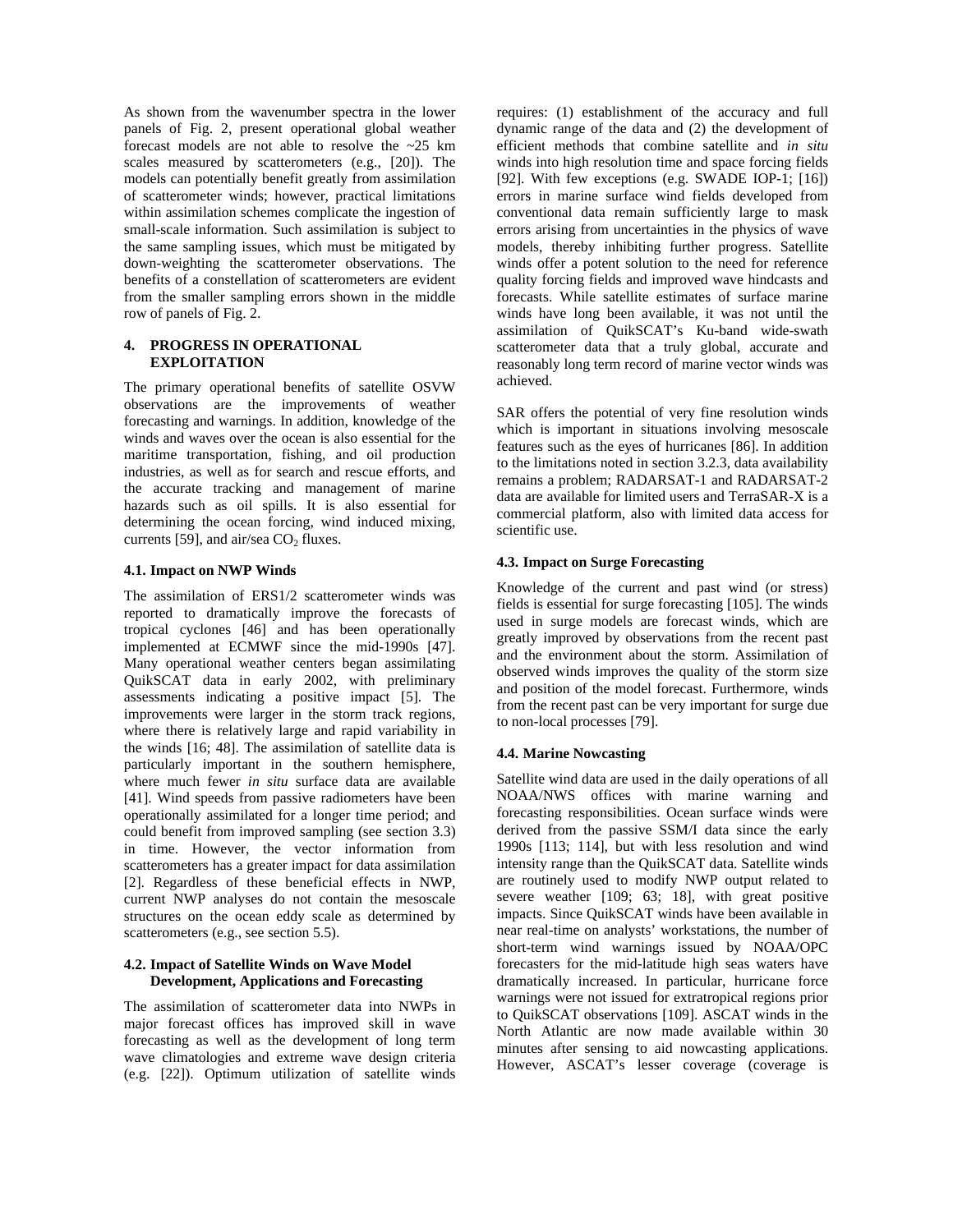As shown from the wavenumber spectra in the lower panels of Fig. 2, present operational global weather forecast models are not able to resolve the ~25 km scales measured by scatterometers (e.g., [20]). The models can potentially benefit greatly from assimilation of scatterometer winds; however, practical limitations within assimilation schemes complicate the ingestion of small-scale information. Such assimilation is subject to the same sampling issues, which must be mitigated by down-weighting the scatterometer observations. The benefits of a constellation of scatterometers are evident from the smaller sampling errors shown in the middle row of panels of Fig. 2.

## 4. PROGRESS IN OPERATIONAL EXPLOITATION

The primary operational benefits of satellite OSVW observations are the improvements of weather forecasting and warnings. In addition, knowledge of the winds and waves over the ocean is also essential for the maritime transportation, fishing, and oil production industries, as well as for search and rescue efforts, and the accurate tracking and management of marine hazards such as oil spills. It is also essential for determining the ocean forcing, wind induced mixing, currents [59], and air/sea $CO_2$ fluxes.

### 4.1. Impact on NWP Winds

The assimilation of ERS1/2 scatterometer winds was reported to dramatically improve the forecasts of tropical cyclones [46] and has been operationally implemented at ECMWF since the mid-1990s [47]. Many operational weather centers began assimilating QuikSCAT data in early 2002, with preliminary assessments indicating a positive impact [5]. The improvements were larger in the storm track regions, where there is relatively large and rapid variability in the winds [16; 48]. The assimilation of satellite data is particularly important in the southern hemisphere, where much fewer *in situ* surface data are available [41]. Wind speeds from passive radiometers have been operationally assimilated for a longer time period; and could benefit from improved sampling (see section 3.3) in time. However, the vector information from scatterometers has a greater impact for data assimilation [2]. Regardless of these beneficial effects in NWP, current NWP analyses do not contain the mesoscale structures on the ocean eddy scale as determined by scatterometers (e.g., see section 5.5).

### 4.2. Impact of Satellite Winds on Wave Model Development, Applications and Forecasting

The assimilation of scatterometer data into NWPs in major forecast offices has improved skill in wave forecasting as well as the development of long term wave climatologies and extreme wave design criteria (e.g. [22]). Optimum utilization of satellite winds requires: (1) establishment of the accuracy and full dynamic range of the data and (2) the development of efficient methods that combine satellite and *in situ* winds into high resolution time and space forcing fields [92]. With few exceptions (e.g. SWADE IOP-1; [16]) errors in marine surface wind fields developed from conventional data remain sufficiently large to mask errors arising from uncertainties in the physics of wave models, thereby inhibiting further progress. Satellite winds offer a potent solution to the need for reference quality forcing fields and improved wave hindcasts and forecasts. While satellite estimates of surface marine winds have long been available, it was not until the assimilation of QuikSCAT's Ku-band wide-swath scatterometer data that a truly global, accurate and reasonably long term record of marine vector winds was achieved.

SAR offers the potential of very fine resolution winds which is important in situations involving mesoscale features such as the eyes of hurricanes [86]. In addition to the limitations noted in section 3.2.3, data availability remains a problem; RADARSAT-1 and RADARSAT-2 data are available for limited users and TerraSAR-X is a commercial platform, also with limited data access for scientific use.

### 4.3. Impact on Surge Forecasting

Knowledge of the current and past wind (or stress) fields is essential for surge forecasting [105]. The winds used in surge models are forecast winds, which are greatly improved by observations from the recent past and the environment about the storm. Assimilation of observed winds improves the quality of the storm size and position of the model forecast. Furthermore, winds from the recent past can be very important for surge due to non-local processes [79].

### 4.4. Marine Nowcasting

Satellite wind data are used in the daily operations of all NOAA/NWS offices with marine warning and forecasting responsibilities. Ocean surface winds were derived from the passive SSM/I data since the early 1990s [113; 114], but with less resolution and wind intensity range than the QuikSCAT data. Satellite winds are routinely used to modify NWP output related to severe weather [109; 63; 18], with great positive impacts. Since QuikSCAT winds have been available in near real-time on analysts' workstations, the number of short-term wind warnings issued by NOAA/OPC forecasters for the mid-latitude high seas waters have dramatically increased. In particular, hurricane force warnings were not issued for extratropical regions prior to QuikSCAT observations [109]. ASCAT winds in the North Atlantic are now made available within 30 minutes after sensing to aid nowcasting applications. However, ASCAT's lesser coverage (coverage is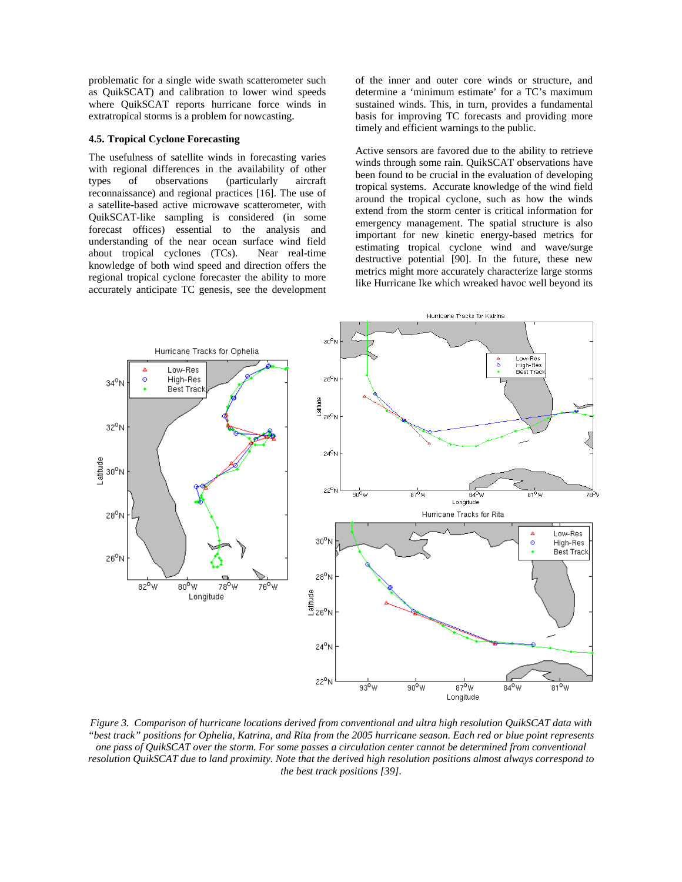problematic for a single wide swath scatterometer such as QuikSCAT) and calibration to lower wind speeds where QuikSCAT reports hurricane force winds in extratropical storms is a problem for nowcasting.

### 4.5. Tropical Cyclone Forecasting

The usefulness of satellite winds in forecasting varies with regional differences in the availability of other types of observations (particularly aircraft reconnaissance) and regional practices [16]. The use of a satellite-based active microwave scatterometer, with QuikSCAT-like sampling is considered (in some forecast offices) essential to the analysis and understanding of the near ocean surface wind field about tropical cyclones (TCs). Near real-time knowledge of both wind speed and direction offers the regional tropical cyclone forecaster the ability to more accurately anticipate TC genesis, see the development of the inner and outer core winds or structure, and determine a 'minimum estimate' for a TC's maximum sustained winds. This, in turn, provides a fundamental basis for improving TC forecasts and providing more timely and efficient warnings to the public.

Active sensors are favored due to the ability to retrieve winds through some rain. QuikSCAT observations have been found to be crucial in the evaluation of developing tropical systems. Accurate knowledge of the wind field around the tropical cyclone, such as how the winds extend from the storm center is critical information for emergency management. The spatial structure is also important for new kinetic energy-based metrics for estimating tropical cyclone wind and wave/surge destructive potential [90]. In the future, these new metrics might more accurately characterize large storms like Hurricane Ike which wreaked havoc well beyond its

*Figure 3. Comparison of hurricane locations derived from conventional and ultra high resolution QuikSCAT data with "best track" positions for Ophelia, Katrina, and Rita from the 2005 hurricane season. Each red or blue point represents one pass of QuikSCAT over the storm. For some passes a circulation center cannot be determined from conventional resolution QuikSCAT due to land proximity. Note that the derived high resolution positions almost always correspond to the best track positions [39].*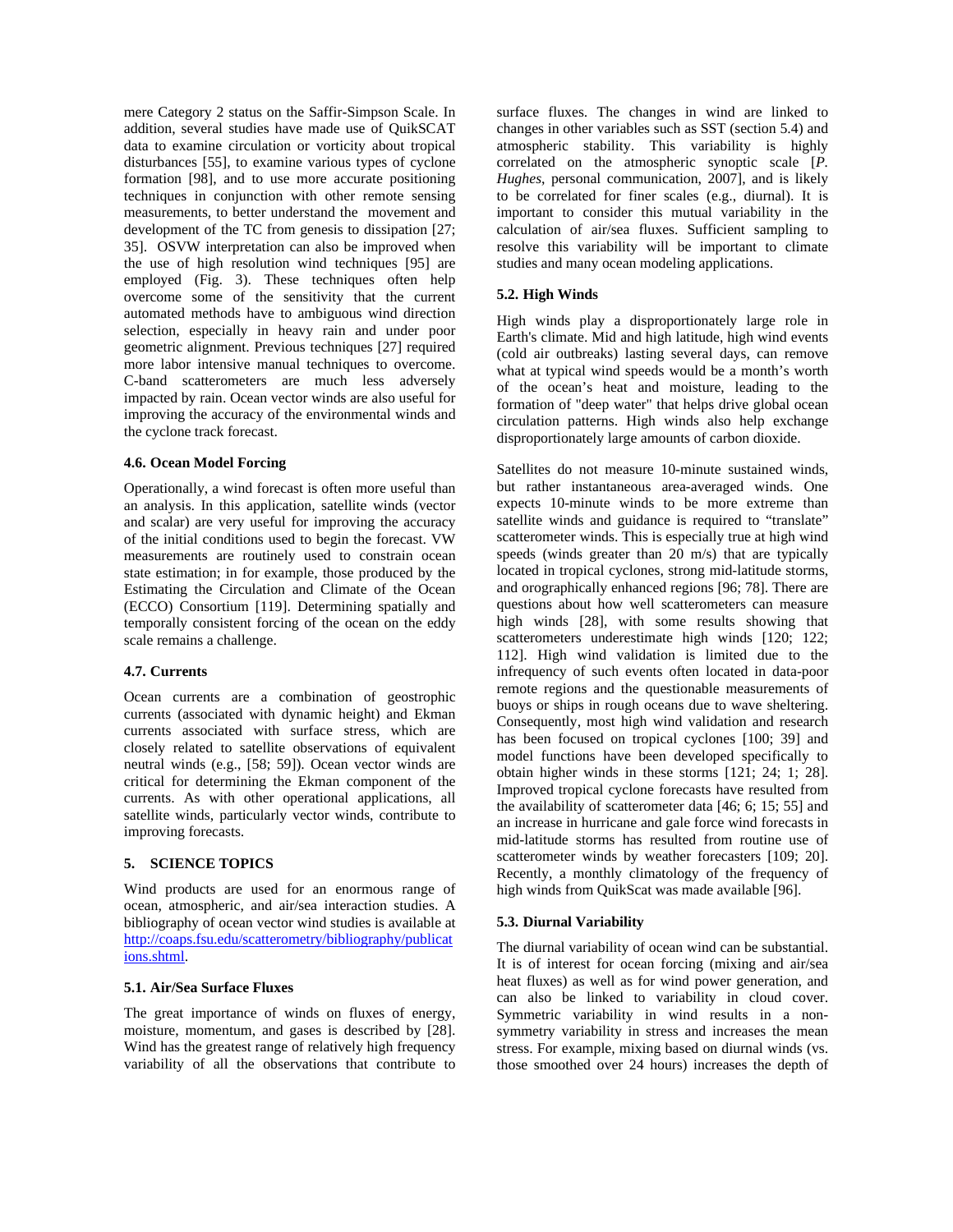mere Category 2 status on the Saffir-Simpson Scale. In addition, several studies have made use of QuikSCAT data to examine circulation or vorticity about tropical disturbances [55], to examine various types of cyclone formation [98], and to use more accurate positioning techniques in conjunction with other remote sensing measurements, to better understand the movement and development of the TC from genesis to dissipation [27; 35]. OSVW interpretation can also be improved when the use of high resolution wind techniques [95] are employed (Fig. 3). These techniques often help overcome some of the sensitivity that the current automated methods have to ambiguous wind direction selection, especially in heavy rain and under poor geometric alignment. Previous techniques [27] required more labor intensive manual techniques to overcome. C-band scatterometers are much less adversely impacted by rain. Ocean vector winds are also useful for improving the accuracy of the environmental winds and the cyclone track forecast.

### 4.6. Ocean Model Forcing

Operationally, a wind forecast is often more useful than an analysis. In this application, satellite winds (vector and scalar) are very useful for improving the accuracy of the initial conditions used to begin the forecast. VW measurements are routinely used to constrain ocean state estimation; in for example, those produced by the Estimating the Circulation and Climate of the Ocean (ECCO) Consortium [119]. Determining spatially and temporally consistent forcing of the ocean on the eddy scale remains a challenge.

### 4.7. Currents

Ocean currents are a combination of geostrophic currents (associated with dynamic height) and Ekman currents associated with surface stress, which are closely related to satellite observations of equivalent neutral winds (e.g., [58; 59]). Ocean vector winds are critical for determining the Ekman component of the currents. As with other operational applications, all satellite winds, particularly vector winds, contribute to improving forecasts.

## 5. SCIENCE TOPICS

Wind products are used for an enormous range of ocean, atmospheric, and air/sea interaction studies. A bibliography of ocean vector wind studies is available at http://coaps.fsu.edu/scatterometry/bibliography/publications.shtml.

### 5.1. Air/Sea Surface Fluxes

The great importance of winds on fluxes of energy, moisture, momentum, and gases is described by [28]. Wind has the greatest range of relatively high frequency variability of all the observations that contribute to surface fluxes. The changes in wind are linked to changes in other variables such as SST (section 5.4) and atmospheric stability. This variability is highly correlated on the atmospheric synoptic scale [*P. Hughes*, personal communication, 2007], and is likely to be correlated for finer scales (e.g., diurnal). It is important to consider this mutual variability in the calculation of air/sea fluxes. Sufficient sampling to resolve this variability will be important to climate studies and many ocean modeling applications.

### 5.2. High Winds

High winds play a disproportionately large role in Earth's climate. Mid and high latitude, high wind events (cold air outbreaks) lasting several days, can remove what at typical wind speeds would be a month's worth of the ocean's heat and moisture, leading to the formation of "deep water" that helps drive global ocean circulation patterns. High winds also help exchange disproportionately large amounts of carbon dioxide.

Satellites do not measure 10-minute sustained winds, but rather instantaneous area-averaged winds. One expects 10-minute winds to be more extreme than satellite winds and guidance is required to "translate" scatterometer winds. This is especially true at high wind speeds (winds greater than 20 m/s) that are typically located in tropical cyclones, strong mid-latitude storms, and orographically enhanced regions [96; 78]. There are questions about how well scatterometers can measure high winds [28], with some results showing that scatterometers underestimate high winds [120; 122; 112]. High wind validation is limited due to the infrequency of such events often located in data-poor remote regions and the questionable measurements of buoys or ships in rough oceans due to wave sheltering. Consequently, most high wind validation and research has been focused on tropical cyclones [100; 39] and model functions have been developed specifically to obtain higher winds in these storms [121; 24; 1; 28]. Improved tropical cyclone forecasts have resulted from the availability of scatterometer data [46; 6; 15; 55] and an increase in hurricane and gale force wind forecasts in mid-latitude storms has resulted from routine use of scatterometer winds by weather forecasters [109; 20]. Recently, a monthly climatology of the frequency of high winds from QuikScat was made available [96].

### 5.3. Diurnal Variability

The diurnal variability of ocean wind can be substantial. It is of interest for ocean forcing (mixing and air/sea heat fluxes) as well as for wind power generation, and can also be linked to variability in cloud cover. Symmetric variability in wind results in a non-symmetry variability in stress and increases the mean stress. For example, mixing based on diurnal winds (vs. those smoothed over 24 hours) increases the depth of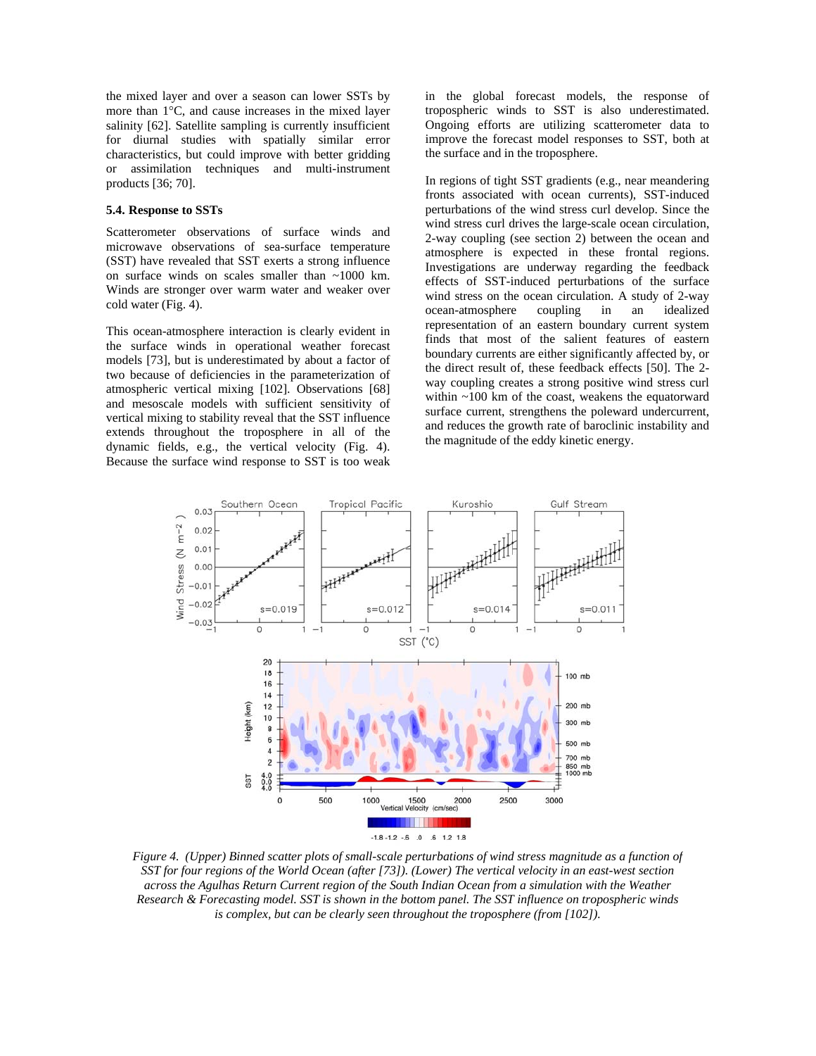the mixed layer and over a season can lower SSTs by more than 1°C, and cause increases in the mixed layer salinity [62]. Satellite sampling is currently insufficient for diurnal studies with spatially similar error characteristics, but could improve with better gridding or assimilation techniques and multi-instrument products [36; 70].

### 5.4. Response to SSTs

Scatterometer observations of surface winds and microwave observations of sea-surface temperature (SST) have revealed that SST exerts a strong influence on surface winds on scales smaller than ~1000 km. Winds are stronger over warm water and weaker over cold water (Fig. 4).

This ocean-atmosphere interaction is clearly evident in the surface winds in operational weather forecast models [73], but is underestimated by about a factor of two because of deficiencies in the parameterization of atmospheric vertical mixing [102]. Observations [68] and mesoscale models with sufficient sensitivity of vertical mixing to stability reveal that the SST influence extends throughout the troposphere in all of the dynamic fields, e.g., the vertical velocity (Fig. 4). Because the surface wind response to SST is too weak in the global forecast models, the response of tropospheric winds to SST is also underestimated. Ongoing efforts are utilizing scatterometer data to improve the forecast model responses to SST, both at the surface and in the troposphere.

In regions of tight SST gradients (e.g., near meandering fronts associated with ocean currents), SST-induced perturbations of the wind stress curl develop. Since the wind stress curl drives the large-scale ocean circulation, 2-way coupling (see section 2) between the ocean and atmosphere is expected in these frontal regions. Investigations are underway regarding the feedback effects of SST-induced perturbations of the surface wind stress on the ocean circulation. A study of 2-way ocean-atmosphere coupling in an idealized representation of an eastern boundary current system finds that most of the salient features of eastern boundary currents are either significantly affected by, or the direct result of, these feedback effects [50]. The 2-way coupling creates a strong positive wind stress curl within ~100 km of the coast, weakens the equatorward surface current, strengthens the poleward undercurrent, and reduces the growth rate of baroclinic instability and the magnitude of the eddy kinetic energy.

*Figure 4. (Upper) Binned scatter plots of small-scale perturbations of wind stress magnitude as a function of SST for four regions of the World Ocean (after [73]). (Lower) The vertical velocity in an east-west section across the Agulhas Return Current region of the South Indian Ocean from a simulation with the Weather Research & Forecasting model. SST is shown in the bottom panel. The SST influence on tropospheric winds is complex, but can be clearly seen throughout the troposphere (from [102]).*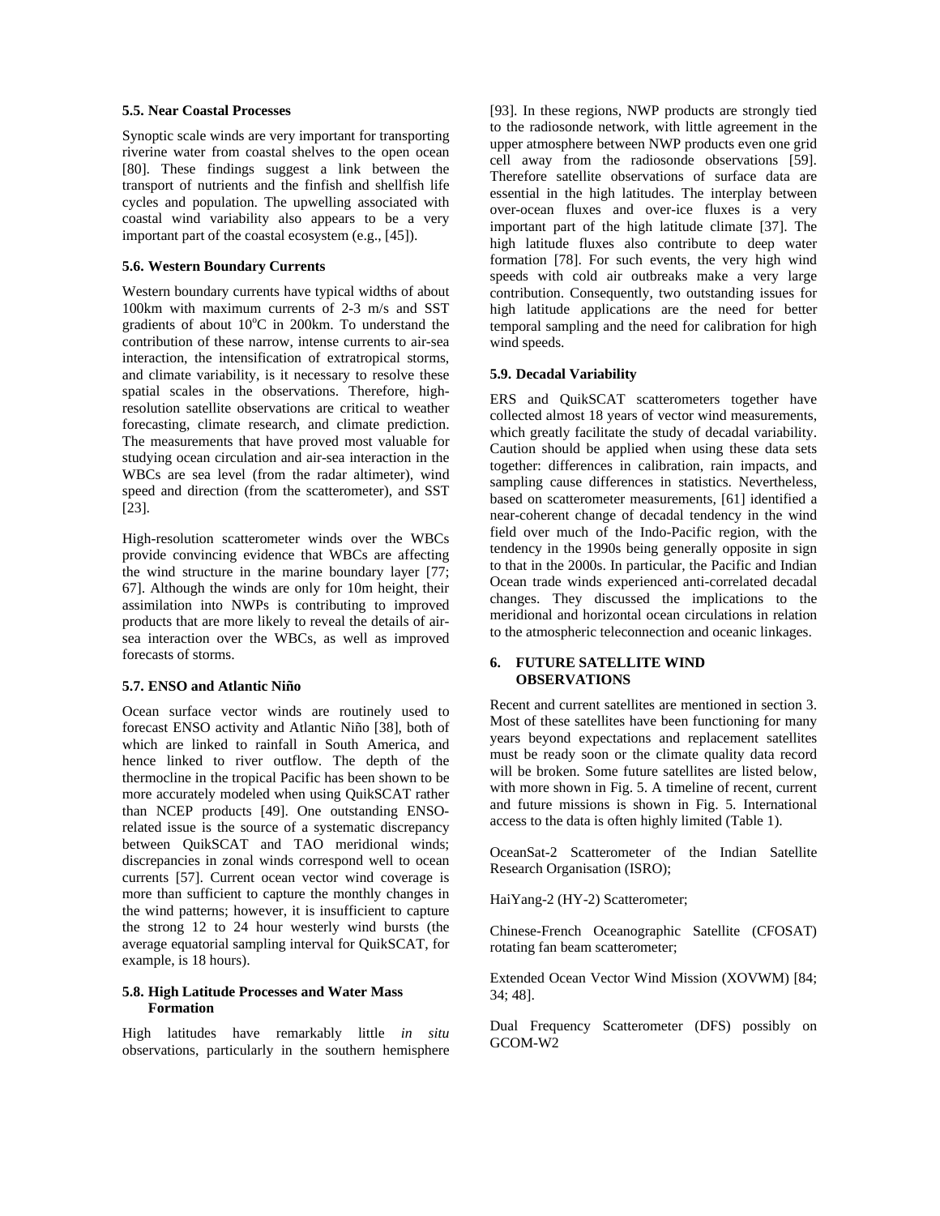### 5.5. Near Coastal Processes

Synoptic scale winds are very important for transporting riverine water from coastal shelves to the open ocean [80]. These findings suggest a link between the transport of nutrients and the finfish and shellfish life cycles and population. The upwelling associated with coastal wind variability also appears to be a very important part of the coastal ecosystem (e.g., [45]).

### 5.6. Western Boundary Currents

Western boundary currents have typical widths of about 100km with maximum currents of 2-3 m/s and SST gradients of about 10$^o$C in 200km. To understand the contribution of these narrow, intense currents to air-sea interaction, the intensification of extratropical storms, and climate variability, is it necessary to resolve these spatial scales in the observations. Therefore, high-resolution satellite observations are critical to weather forecasting, climate research, and climate prediction. The measurements that have proved most valuable for studying ocean circulation and air-sea interaction in the WBCs are sea level (from the radar altimeter), wind speed and direction (from the scatterometer), and SST [23].

High-resolution scatterometer winds over the WBCs provide convincing evidence that WBCs are affecting the wind structure in the marine boundary layer [77; 67]. Although the winds are only for 10m height, their assimilation into NWPs is contributing to improved products that are more likely to reveal the details of air-sea interaction over the WBCs, as well as improved forecasts of storms.

### 5.7. ENSO and Atlantic Niño

Ocean surface vector winds are routinely used to forecast ENSO activity and Atlantic Niño [38], both of which are linked to rainfall in South America, and hence linked to river outflow. The depth of the thermocline in the tropical Pacific has been shown to be more accurately modeled when using QuikSCAT rather than NCEP products [49]. One outstanding ENSO-related issue is the source of a systematic discrepancy between QuikSCAT and TAO meridional winds; discrepancies in zonal winds correspond well to ocean currents [57]. Current ocean vector wind coverage is more than sufficient to capture the monthly changes in the wind patterns; however, it is insufficient to capture the strong 12 to 24 hour westerly wind bursts (the average equatorial sampling interval for QuikSCAT, for example, is 18 hours).

### 5.8. High Latitude Processes and Water Mass Formation

High latitudes have remarkably little *in situ* observations, particularly in the southern hemisphere [93]. In these regions, NWP products are strongly tied to the radiosonde network, with little agreement in the upper atmosphere between NWP products even one grid cell away from the radiosonde observations [59]. Therefore satellite observations of surface data are essential in the high latitudes. The interplay between over-ocean fluxes and over-ice fluxes is a very important part of the high latitude climate [37]. The high latitude fluxes also contribute to deep water formation [78]. For such events, the very high wind speeds with cold air outbreaks make a very large contribution. Consequently, two outstanding issues for high latitude applications are the need for better temporal sampling and the need for calibration for high wind speeds.

### 5.9. Decadal Variability

ERS and QuikSCAT scatterometers together have collected almost 18 years of vector wind measurements, which greatly facilitate the study of decadal variability. Caution should be applied when using these data sets together: differences in calibration, rain impacts, and sampling cause differences in statistics. Nevertheless, based on scatterometer measurements, [61] identified a near-coherent change of decadal tendency in the wind field over much of the Indo-Pacific region, with the tendency in the 1990s being generally opposite in sign to that in the 2000s. In particular, the Pacific and Indian Ocean trade winds experienced anti-correlated decadal changes. They discussed the implications to the meridional and horizontal ocean circulations in relation to the atmospheric teleconnection and oceanic linkages.

## 6. FUTURE SATELLITE WIND OBSERVATIONS

Recent and current satellites are mentioned in section 3. Most of these satellites have been functioning for many years beyond expectations and replacement satellites must be ready soon or the climate quality data record will be broken. Some future satellites are listed below, with more shown in Fig. 5. A timeline of recent, current and future missions is shown in Fig. 5. International access to the data is often highly limited (Table 1).

OceanSat-2 Scatterometer of the Indian Satellite Research Organisation (ISRO);

HaiYang-2 (HY-2) Scatterometer;

Chinese-French Oceanographic Satellite (CFOSAT) rotating fan beam scatterometer;

Extended Ocean Vector Wind Mission (XOVWM) [84; 34; 48].

Dual Frequency Scatterometer (DFS) possibly on GCOM-W2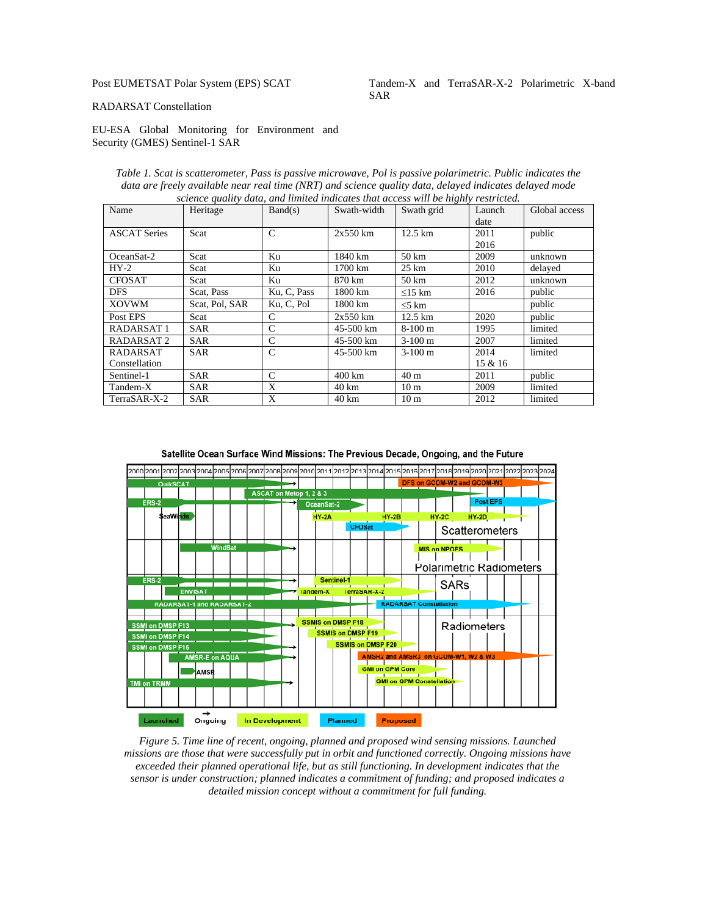Post EUMETSAT Polar System (EPS) SCAT

RADARSAT Constellation

EU-ESA Global Monitoring for Environment and Security (GMES) Sentinel-1 SAR

Tandem-X and TerraSAR-X-2 Polarimetric X-band SAR

*Table 1. Scat is scatterometer, Pass is passive microwave, Pol is passive polarimetric. Public indicates the data are freely available near real time (NRT) and science quality data, delayed indicates delayed mode science quality data, and limited indicates that access will be highly restricted.*

| Name | Heritage | Band(s) | Swath-width | Swath grid | Launch date | Global access |
|---|---|---|---|---|---|---|
| ASCAT Series | Scat | C | 2x550 km | 12.5 km | 2011<br>2016 | public |
| OceanSat-2 | Scat | Ku | 1840 km | 50 km | 2009 | unknown |
| HY-2 | Scat | Ku | 1700 km | 25 km | 2010 | delayed |
| CFOSAT | Scat | Ku | 870 km | 50 km | 2012 | unknown |
| DFS | Scat, Pass | Ku, C, Pass | 1800 km | ≤15 km | 2016 | public |
| XOVWM | Scat, Pol, SAR | Ku, C, Pol | 1800 km | ≤5 km | | public |
| Post EPS | Scat | C | 2x550 km | 12.5 km | 2020 | public |
| RADARSAT 1 | SAR | C | 45-500 km | 8-100 m | 1995 | limited |
| RADARSAT 2 | SAR | C | 45-500 km | 3-100 m | 2007 | limited |
| RADARSAT Constellation | SAR | C | 45-500 km | 3-100 m | 2014<br>15 & 16 | limited |
| Sentinel-1 | SAR | C | 400 km | 40 m | 2011 | public |
| Tandem-X | SAR | X | 40 km | 10 m | 2009 | limited |
| TerraSAR-X-2 | SAR | X | 40 km | 10 m | 2012 | limited |

*Figure 5. Time line of recent, ongoing, planned and proposed wind sensing missions. Launched missions are those that were successfully put in orbit and functioned correctly. Ongoing missions have exceeded their planned operational life, but as still functioning. In development indicates that the sensor is under construction; planned indicates a commitment of funding; and proposed indicates a detailed mission concept without a commitment for full funding.*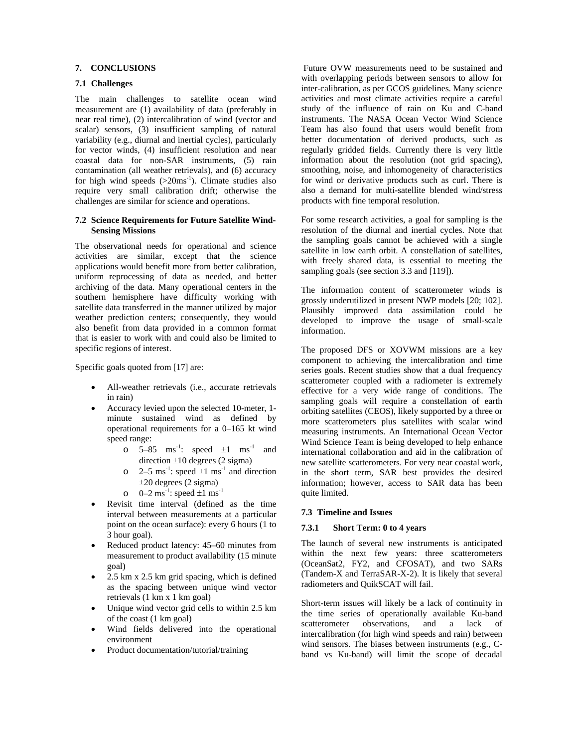## 7. CONCLUSIONS

### 7.1 Challenges

The main challenges to satellite ocean wind measurement are (1) availability of data (preferably in near real time), (2) intercalibration of wind (vector and scalar) sensors, (3) insufficient sampling of natural variability (e.g., diurnal and inertial cycles), particularly for vector winds, (4) insufficient resolution and near coastal data for non-SAR instruments, (5) rain contamination (all weather retrievals), and (6) accuracy for high wind speeds (>20ms$^{-1}$). Climate studies also require very small calibration drift; otherwise the challenges are similar for science and operations.

### 7.2 Science Requirements for Future Satellite Wind-Sensing Missions

The observational needs for operational and science activities are similar, except that the science applications would benefit more from better calibration, uniform reprocessing of data as needed, and better archiving of the data. Many operational centers in the southern hemisphere have difficulty working with satellite data transferred in the manner utilized by major weather prediction centers; consequently, they would also benefit from data provided in a common format that is easier to work with and could also be limited to specific regions of interest.

Specific goals quoted from [17] are:

- All-weather retrievals (i.e., accurate retrievals in rain)
- Accuracy levied upon the selected 10-meter, 1-minute sustained wind as defined by operational requirements for a 0–165 kt wind speed range:
  - 5–85 ms$^{-1}$: speed ±1 ms$^{-1}$ and direction ±10 degrees (2 sigma)
  - 2–5 ms$^{-1}$: speed ±1 ms$^{-1}$ and direction ±20 degrees (2 sigma)
  - 0–2 ms$^{-1}$: speed ±1 ms$^{-1}$
- Revisit time interval (defined as the time interval between measurements at a particular point on the ocean surface): every 6 hours (1 to 3 hour goal).
- Reduced product latency: 45–60 minutes from measurement to product availability (15 minute goal)
- 2.5 km x 2.5 km grid spacing, which is defined as the spacing between unique wind vector retrievals (1 km x 1 km goal)
- Unique wind vector grid cells to within 2.5 km of the coast (1 km goal)
- Wind fields delivered into the operational environment
- Product documentation/tutorial/training

Future OVW measurements need to be sustained and with overlapping periods between sensors to allow for inter-calibration, as per GCOS guidelines. Many science activities and most climate activities require a careful study of the influence of rain on Ku and C-band instruments. The NASA Ocean Vector Wind Science Team has also found that users would benefit from better documentation of derived products, such as regularly gridded fields. Currently there is very little information about the resolution (not grid spacing), smoothing, noise, and inhomogeneity of characteristics for wind or derivative products such as curl. There is also a demand for multi-satellite blended wind/stress products with fine temporal resolution.

For some research activities, a goal for sampling is the resolution of the diurnal and inertial cycles. Note that the sampling goals cannot be achieved with a single satellite in low earth orbit. A constellation of satellites, with freely shared data, is essential to meeting the sampling goals (see section 3.3 and [119]).

The information content of scatterometer winds is grossly underutilized in present NWP models [20; 102]. Plausibly improved data assimilation could be developed to improve the usage of small-scale information.

The proposed DFS or XOVWM missions are a key component to achieving the intercalibration and time series goals. Recent studies show that a dual frequency scatterometer coupled with a radiometer is extremely effective for a very wide range of conditions. The sampling goals will require a constellation of earth orbiting satellites (CEOS), likely supported by a three or more scatterometers plus satellites with scalar wind measuring instruments. An International Ocean Vector Wind Science Team is being developed to help enhance international collaboration and aid in the calibration of new satellite scatterometers. For very near coastal work, in the short term, SAR best provides the desired information; however, access to SAR data has been quite limited.

### 7.3 Timeline and Issues

#### 7.3.1 Short Term: 0 to 4 years

The launch of several new instruments is anticipated within the next few years: three scatterometers (OceanSat2, FY2, and CFOSAT), and two SARs (Tandem-X and TerraSAR-X-2). It is likely that several radiometers and QuikSCAT will fail.

Short-term issues will likely be a lack of continuity in the time series of operationally available Ku-band scatterometer observations, and a lack of intercalibration (for high wind speeds and rain) between wind sensors. The biases between instruments (e.g., C-band vs Ku-band) will limit the scope of decadal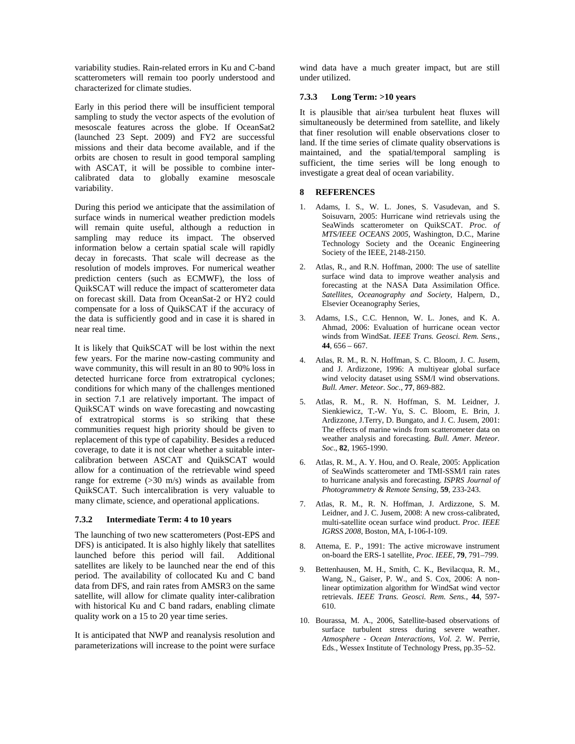variability studies. Rain-related errors in Ku and C-band scatterometers will remain too poorly understood and characterized for climate studies.

Early in this period there will be insufficient temporal sampling to study the vector aspects of the evolution of mesoscale features across the globe. If OceanSat2 (launched 23 Sept. 2009) and FY2 are successful missions and their data become available, and if the orbits are chosen to result in good temporal sampling with ASCAT, it will be possible to combine inter-calibrated data to globally examine mesoscale variability.

During this period we anticipate that the assimilation of surface winds in numerical weather prediction models will remain quite useful, although a reduction in sampling may reduce its impact. The observed information below a certain spatial scale will rapidly decay in forecasts. That scale will decrease as the resolution of models improves. For numerical weather prediction centers (such as ECMWF), the loss of QuikSCAT will reduce the impact of scatterometer data on forecast skill. Data from OceanSat-2 or HY2 could compensate for a loss of QuikSCAT if the accuracy of the data is sufficiently good and in case it is shared in near real time.

It is likely that QuikSCAT will be lost within the next few years. For the marine now-casting community and wave community, this will result in an 80 to 90% loss in detected hurricane force from extratropical cyclones; conditions for which many of the challenges mentioned in section 7.1 are relatively important. The impact of QuikSCAT winds on wave forecasting and nowcasting of extratropical storms is so striking that these communities request high priority should be given to replacement of this type of capability. Besides a reduced coverage, to date it is not clear whether a suitable inter-calibration between ASCAT and QuikSCAT would allow for a continuation of the retrievable wind speed range for extreme (>30 m/s) winds as available from QuikSCAT. Such intercalibration is very valuable to many climate, science, and operational applications.

### 7.3.2 Intermediate Term: 4 to 10 years

The launching of two new scatterometers (Post-EPS and DFS) is anticipated. It is also highly likely that satellites launched before this period will fail. Additional satellites are likely to be launched near the end of this period. The availability of collocated Ku and C band data from DFS, and rain rates from AMSR3 on the same satellite, will allow for climate quality inter-calibration with historical Ku and C band radars, enabling climate quality work on a 15 to 20 year time series.

It is anticipated that NWP and reanalysis resolution and parameterizations will increase to the point were surface wind data have a much greater impact, but are still under utilized.

### 7.3.3 Long Term: >10 years

It is plausible that air/sea turbulent heat fluxes will simultaneously be determined from satellite, and likely that finer resolution will enable observations closer to land. If the time series of climate quality observations is maintained, and the spatial/temporal sampling is sufficient, the time series will be long enough to investigate a great deal of ocean variability.

## 8 REFERENCES

1. Adams, I. S., W. L. Jones, S. Vasudevan, and S. Soisuvarn, 2005: Hurricane wind retrievals using the SeaWinds scatterometer on QuikSCAT. *Proc. of MTS/IEEE OCEANS 2005*, Washington, D.C., Marine Technology Society and the Oceanic Engineering Society of the IEEE, 2148-2150.

2. Atlas, R., and R.N. Hoffman, 2000: The use of satellite surface wind data to improve weather analysis and forecasting at the NASA Data Assimilation Office. *Satellites, Oceanography and Society*, Halpern, D., Elsevier Oceanography Series,

3. Adams, I.S., C.C. Hennon, W. L. Jones, and K. A. Ahmad, 2006: Evaluation of hurricane ocean vector winds from WindSat. *IEEE Trans. Geosci. Rem. Sens.*, **44**, 656 – 667.

4. Atlas, R. M., R. N. Hoffman, S. C. Bloom, J. C. Jusem, and J. Ardizzone, 1996: A multiyear global surface wind velocity dataset using SSM/I wind observations. *Bull. Amer. Meteor. Soc.*, **77**, 869-882.

5. Atlas, R. M., R. N. Hoffman, S. M. Leidner, J. Sienkiewicz, T.-W. Yu, S. C. Bloom, E. Brin, J. Ardizzone, J.Terry, D. Bungato, and J. C. Jusem, 2001: The effects of marine winds from scatterometer data on weather analysis and forecasting. *Bull. Amer. Meteor. Soc.*, **82**, 1965-1990.

6. Atlas, R. M., A. Y. Hou, and O. Reale, 2005: Application of SeaWinds scatterometer and TMI-SSM/I rain rates to hurricane analysis and forecasting. *ISPRS Journal of Photogrammetry & Remote Sensing*, **59**, 233-243.

7. Atlas, R. M., R. N. Hoffman, J. Ardizzone, S. M. Leidner, and J. C. Jusem, 2008: A new cross-calibrated, multi-satellite ocean surface wind product. *Proc. IEEE IGRSS 2008*, Boston, MA, I-106-I-109.

8. Attema, E. P., 1991: The active microwave instrument on-board the ERS-1 satellite, *Proc. IEEE*, **79**, 791–799.

9. Bettenhausen, M. H., Smith, C. K., Bevilacqua, R. M., Wang, N., Gaiser, P. W., and S. Cox, 2006: A non-linear optimization algorithm for WindSat wind vector retrievals. *IEEE Trans. Geosci. Rem. Sens.*, **44**, 597-610.

10. Bourassa, M. A., 2006, Satellite-based observations of surface turbulent stress during severe weather. *Atmosphere - Ocean Interactions, Vol. 2.* W. Perrie, Eds., Wessex Institute of Technology Press, pp.35–52.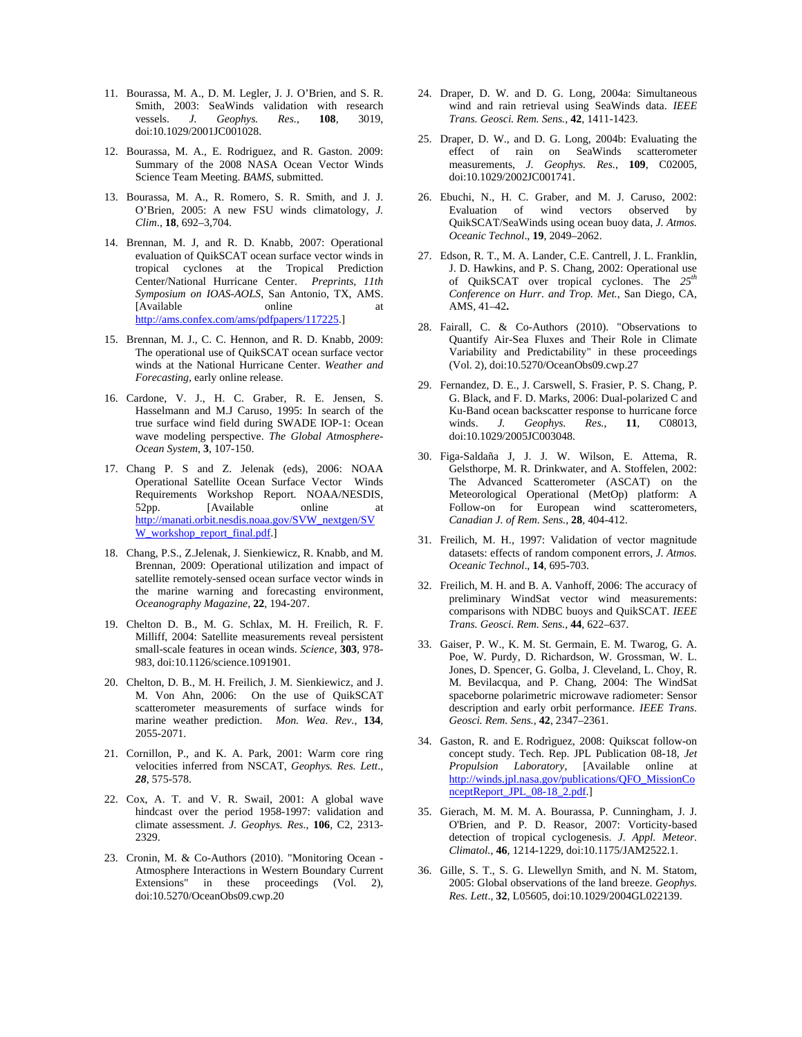11. Bourassa, M. A., D. M. Legler, J. J. O'Brien, and S. R. Smith, 2003: SeaWinds validation with research vessels. *J. Geophys. Res.*, **108**, 3019, doi:10.1029/2001JC001028.

12. Bourassa, M. A., E. Rodriguez, and R. Gaston. 2009: Summary of the 2008 NASA Ocean Vector Winds Science Team Meeting. *BAMS*, submitted.

13. Bourassa, M. A., R. Romero, S. R. Smith, and J. J. O'Brien, 2005: A new FSU winds climatology, *J. Clim.*, **18**, 692–3,704.

14. Brennan, M. J, and R. D. Knabb, 2007: Operational evaluation of QuikSCAT ocean surface vector winds in tropical cyclones at the Tropical Prediction Center/National Hurricane Center. *Preprints, 11th Symposium on IOAS-AOLS*, San Antonio, TX, AMS. [Available online at http://ams.confex.com/ams/pdfpapers/117225.]

15. Brennan, M. J., C. C. Hennon, and R. D. Knabb, 2009: The operational use of QuikSCAT ocean surface vector winds at the National Hurricane Center. *Weather and Forecasting*, early online release.

16. Cardone, V. J., H. C. Graber, R. E. Jensen, S. Hasselmann and M.J Caruso, 1995: In search of the true surface wind field during SWADE IOP-1: Ocean wave modeling perspective. *The Global Atmosphere-Ocean System*, **3**, 107-150.

17. Chang P. S and Z. Jelenak (eds), 2006: NOAA Operational Satellite Ocean Surface Vector Winds Requirements Workshop Report. NOAA/NESDIS, 52pp. [Available online at http://manati.orbit.nesdis.noaa.gov/SVW_nextgen/SVW_workshop_report_final.pdf.]

18. Chang, P.S., Z.Jelenak, J. Sienkiewicz, R. Knabb, and M. Brennan, 2009: Operational utilization and impact of satellite remotely-sensed ocean surface vector winds in the marine warning and forecasting environment, *Oceanography Magazine*, **22**, 194-207.

19. Chelton D. B., M. G. Schlax, M. H. Freilich, R. F. Milliff, 2004: Satellite measurements reveal persistent small-scale features in ocean winds. *Science*, **303**, 978-983, doi:10.1126/science.1091901.

20. Chelton, D. B., M. H. Freilich, J. M. Sienkiewicz, and J. M. Von Ahn, 2006: On the use of QuikSCAT scatterometer measurements of surface winds for marine weather prediction. *Mon. Wea. Rev.*, **134**, 2055-2071.

21. Cornillon, P., and K. A. Park, 2001: Warm core ring velocities inferred from NSCAT, *Geophys. Res. Lett.*, ***28***, 575-578.

22. Cox, A. T. and V. R. Swail, 2001: A global wave hindcast over the period 1958-1997: validation and climate assessment. *J. Geophys. Res.*, **106**, C2, 2313-2329.

23. Cronin, M. & Co-Authors (2010). "Monitoring Ocean - Atmosphere Interactions in Western Boundary Current Extensions" in these proceedings (Vol. 2), doi:10.5270/OceanObs09.cwp.20

24. Draper, D. W. and D. G. Long, 2004a: Simultaneous wind and rain retrieval using SeaWinds data. *IEEE Trans. Geosci. Rem. Sens.*, **42**, 1411-1423.

25. Draper, D. W., and D. G. Long, 2004b: Evaluating the effect of rain on SeaWinds scatterometer measurements, *J. Geophys. Res.*, **109**, C02005, doi:10.1029/2002JC001741.

26. Ebuchi, N., H. C. Graber, and M. J. Caruso, 2002: Evaluation of wind vectors observed by QuikSCAT/SeaWinds using ocean buoy data, *J. Atmos. Oceanic Technol*., **19**, 2049–2062.

27. Edson, R. T., M. A. Lander, C.E. Cantrell, J. L. Franklin, J. D. Hawkins, and P. S. Chang, 2002: Operational use of QuikSCAT over tropical cyclones. The *25th Conference on Hurr. and Trop. Met.*, San Diego, CA, AMS, 41–42**.**

28. Fairall, C. & Co-Authors (2010). "Observations to Quantify Air-Sea Fluxes and Their Role in Climate Variability and Predictability" in these proceedings (Vol. 2), doi:10.5270/OceanObs09.cwp.27

29. Fernandez, D. E., J. Carswell, S. Frasier, P. S. Chang, P. G. Black, and F. D. Marks, 2006: Dual-polarized C and Ku-Band ocean backscatter response to hurricane force winds. *J. Geophys. Res.*, **11**, C08013, doi:10.1029/2005JC003048.

30. Figa-Saldaña J, J. J. W. Wilson, E. Attema, R. Gelsthorpe, M. R. Drinkwater, and A. Stoffelen, 2002: The Advanced Scatterometer (ASCAT) on the Meteorological Operational (MetOp) platform: A Follow-on for European wind scatterometers, *Canadian J. of Rem. Sens.*, **28**, 404-412.

31. Freilich, M. H., 1997: Validation of vector magnitude datasets: effects of random component errors, *J. Atmos. Oceanic Technol*., **14**, 695-703.

32. Freilich, M. H. and B. A. Vanhoff, 2006: The accuracy of preliminary WindSat vector wind measurements: comparisons with NDBC buoys and QuikSCAT. *IEEE Trans. Geosci. Rem. Sens.*, **44**, 622–637.

33. Gaiser, P. W., K. M. St. Germain, E. M. Twarog, G. A. Poe, W. Purdy, D. Richardson, W. Grossman, W. L. Jones, D. Spencer, G. Golba, J. Cleveland, L. Choy, R. M. Bevilacqua, and P. Chang, 2004: The WindSat spaceborne polarimetric microwave radiometer: Sensor description and early orbit performance. *IEEE Trans. Geosci. Rem. Sens.*, **42**, 2347–2361.

34. Gaston, R. and E. Rodrìguez, 2008: Quikscat follow-on concept study. Tech. Rep. JPL Publication 08-18, *Jet Propulsion Laboratory*, [Available online at http://winds.jpl.nasa.gov/publications/QFO_MissionConceptReport_JPL_08-18_2.pdf.]

35. Gierach, M. M. M. A. Bourassa, P. Cunningham, J. J. O'Brien, and P. D. Reasor, 2007: Vorticity-based detection of tropical cyclogenesis. *J. Appl. Meteor. Climatol.*, **46**, 1214-1229, doi:10.1175/JAM2522.1.

36. Gille, S. T., S. G. Llewellyn Smith, and N. M. Statom, 2005: Global observations of the land breeze. *Geophys. Res. Lett*., **32**, L05605, doi:10.1029/2004GL022139.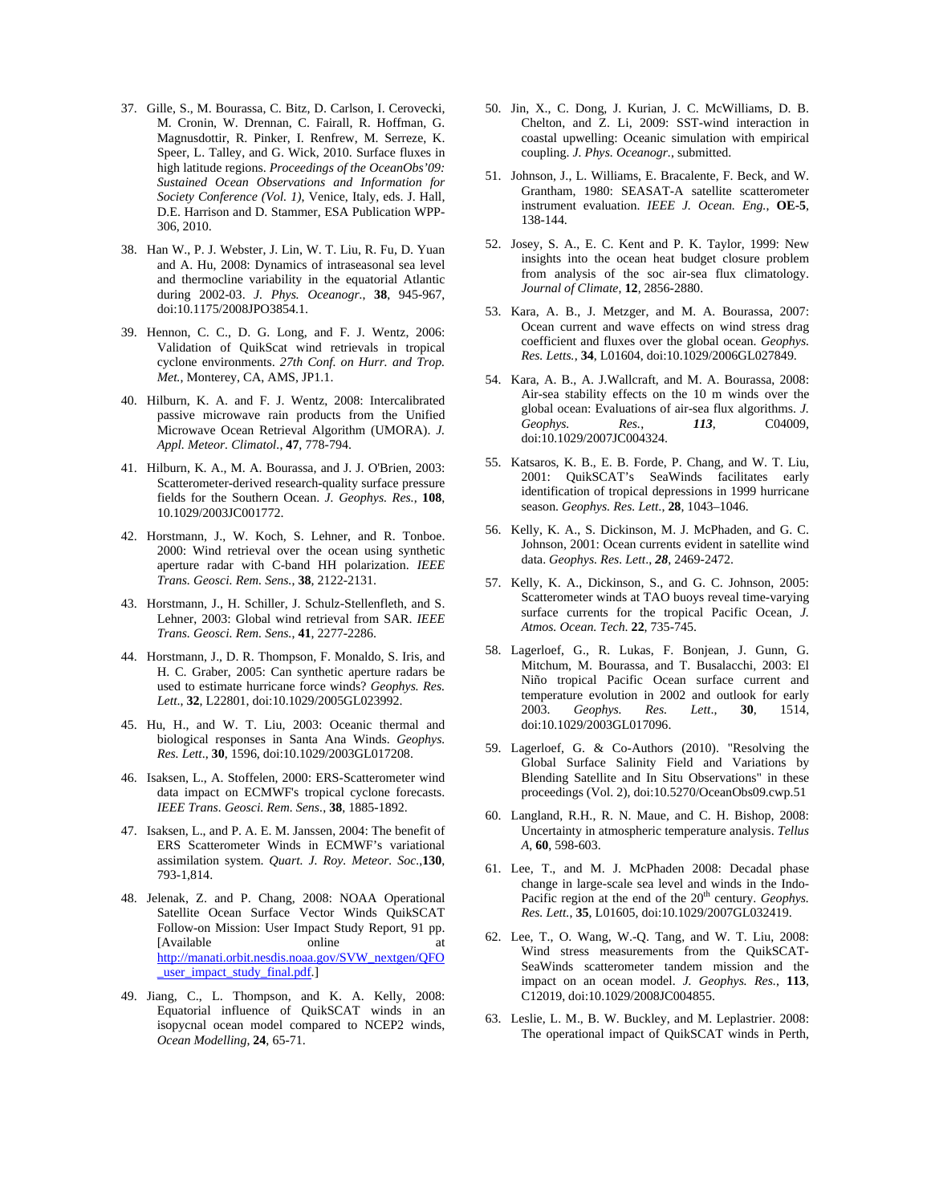37. Gille, S., M. Bourassa, C. Bitz, D. Carlson, I. Cerovecki, M. Cronin, W. Drennan, C. Fairall, R. Hoffman, G. Magnusdottir, R. Pinker, I. Renfrew, M. Serreze, K. Speer, L. Talley, and G. Wick, 2010. Surface fluxes in high latitude regions. *Proceedings of the OceanObs'09: Sustained Ocean Observations and Information for Society Conference (Vol. 1)*, Venice, Italy, eds. J. Hall, D.E. Harrison and D. Stammer, ESA Publication WPP-306, 2010.

38. Han W., P. J. Webster, J. Lin, W. T. Liu, R. Fu, D. Yuan and A. Hu, 2008: Dynamics of intraseasonal sea level and thermocline variability in the equatorial Atlantic during 2002-03. *J. Phys. Oceanogr.*, **38**, 945-967, doi:10.1175/2008JPO3854.1.

39. Hennon, C. C., D. G. Long, and F. J. Wentz, 2006: Validation of QuikScat wind retrievals in tropical cyclone environments. *27th Conf. on Hurr. and Trop. Met.*, Monterey, CA, AMS, JP1.1.

40. Hilburn, K. A. and F. J. Wentz, 2008: Intercalibrated passive microwave rain products from the Unified Microwave Ocean Retrieval Algorithm (UMORA). *J. Appl. Meteor. Climatol.*, **47**, 778-794.

41. Hilburn, K. A., M. A. Bourassa, and J. J. O'Brien, 2003: Scatterometer-derived research-quality surface pressure fields for the Southern Ocean. *J. Geophys. Res.*, **108**, 10.1029/2003JC001772.

42. Horstmann, J., W. Koch, S. Lehner, and R. Tonboe. 2000: Wind retrieval over the ocean using synthetic aperture radar with C-band HH polarization. *IEEE Trans. Geosci. Rem. Sens.*, **38**, 2122-2131.

43. Horstmann, J., H. Schiller, J. Schulz-Stellenfleth, and S. Lehner, 2003: Global wind retrieval from SAR. *IEEE Trans. Geosci. Rem. Sens.*, **41**, 2277-2286.

44. Horstmann, J., D. R. Thompson, F. Monaldo, S. Iris, and H. C. Graber, 2005: Can synthetic aperture radars be used to estimate hurricane force winds? *Geophys. Res. Lett.*, **32**, L22801, doi:10.1029/2005GL023992.

45. Hu, H., and W. T. Liu, 2003: Oceanic thermal and biological responses in Santa Ana Winds. *Geophys. Res. Lett*., **30**, 1596, doi:10.1029/2003GL017208.

46. Isaksen, L., A. Stoffelen, 2000: ERS-Scatterometer wind data impact on ECMWF's tropical cyclone forecasts. *IEEE Trans. Geosci. Rem. Sens.*, **38**, 1885-1892.

47. Isaksen, L., and P. A. E. M. Janssen, 2004: The benefit of ERS Scatterometer Winds in ECMWF's variational assimilation system. *Quart. J. Roy. Meteor. Soc.*,**130**, 793-1,814.

48. Jelenak, Z. and P. Chang, 2008: NOAA Operational Satellite Ocean Surface Vector Winds QuikSCAT Follow-on Mission: User Impact Study Report, 91 pp. [Available online at http://manati.orbit.nesdis.noaa.gov/SVW_nextgen/QFO_user_impact_study_final.pdf.]

49. Jiang, C., L. Thompson, and K. A. Kelly, 2008: Equatorial influence of QuikSCAT winds in an isopycnal ocean model compared to NCEP2 winds, *Ocean Modelling*, **24**, 65-71.

50. Jin, X., C. Dong, J. Kurian, J. C. McWilliams, D. B. Chelton, and Z. Li, 2009: SST-wind interaction in coastal upwelling: Oceanic simulation with empirical coupling. *J. Phys. Oceanogr.*, submitted.

51. Johnson, J., L. Williams, E. Bracalente, F. Beck, and W. Grantham, 1980: SEASAT-A satellite scatterometer instrument evaluation. *IEEE J. Ocean. Eng.*, **OE-5**, 138-144.

52. Josey, S. A., E. C. Kent and P. K. Taylor, 1999: New insights into the ocean heat budget closure problem from analysis of the soc air-sea flux climatology. *Journal of Climate*, **12**, 2856-2880.

53. Kara, A. B., J. Metzger, and M. A. Bourassa, 2007: Ocean current and wave effects on wind stress drag coefficient and fluxes over the global ocean. *Geophys. Res. Letts.*, **34**, L01604, doi:10.1029/2006GL027849.

54. Kara, A. B., A. J.Wallcraft, and M. A. Bourassa, 2008: Air-sea stability effects on the 10 m winds over the global ocean: Evaluations of air-sea flux algorithms. *J. Geophys. Res.*, ***113***, C04009, doi:10.1029/2007JC004324.

55. Katsaros, K. B., E. B. Forde, P. Chang, and W. T. Liu, 2001: QuikSCAT's SeaWinds facilitates early identification of tropical depressions in 1999 hurricane season. *Geophys. Res. Lett.*, **28**, 1043–1046.

56. Kelly, K. A., S. Dickinson, M. J. McPhaden, and G. C. Johnson, 2001: Ocean currents evident in satellite wind data. *Geophys. Res. Lett*., ***28***, 2469-2472.

57. Kelly, K. A., Dickinson, S., and G. C. Johnson, 2005: Scatterometer winds at TAO buoys reveal time-varying surface currents for the tropical Pacific Ocean, *J. Atmos. Ocean. Tech.* **22**, 735-745.

58. Lagerloef, G., R. Lukas, F. Bonjean, J. Gunn, G. Mitchum, M. Bourassa, and T. Busalacchi, 2003: El Niño tropical Pacific Ocean surface current and temperature evolution in 2002 and outlook for early 2003. *Geophys. Res. Lett*., **30**, 1514, doi:10.1029/2003GL017096.

59. Lagerloef, G. & Co-Authors (2010). "Resolving the Global Surface Salinity Field and Variations by Blending Satellite and In Situ Observations" in these proceedings (Vol. 2), doi:10.5270/OceanObs09.cwp.51

60. Langland, R.H., R. N. Maue, and C. H. Bishop, 2008: Uncertainty in atmospheric temperature analysis. *Tellus A*, **60**, 598-603.

61. Lee, T., and M. J. McPhaden 2008: Decadal phase change in large-scale sea level and winds in the Indo-Pacific region at the end of the 20th century. *Geophys. Res. Lett.*, **35**, L01605, doi:10.1029/2007GL032419.

62. Lee, T., O. Wang, W.-Q. Tang, and W. T. Liu, 2008: Wind stress measurements from the QuikSCAT-SeaWinds scatterometer tandem mission and the impact on an ocean model. *J. Geophys. Res.*, **113**, C12019, doi:10.1029/2008JC004855.

63. Leslie, L. M., B. W. Buckley, and M. Leplastrier. 2008: The operational impact of QuikSCAT winds in Perth,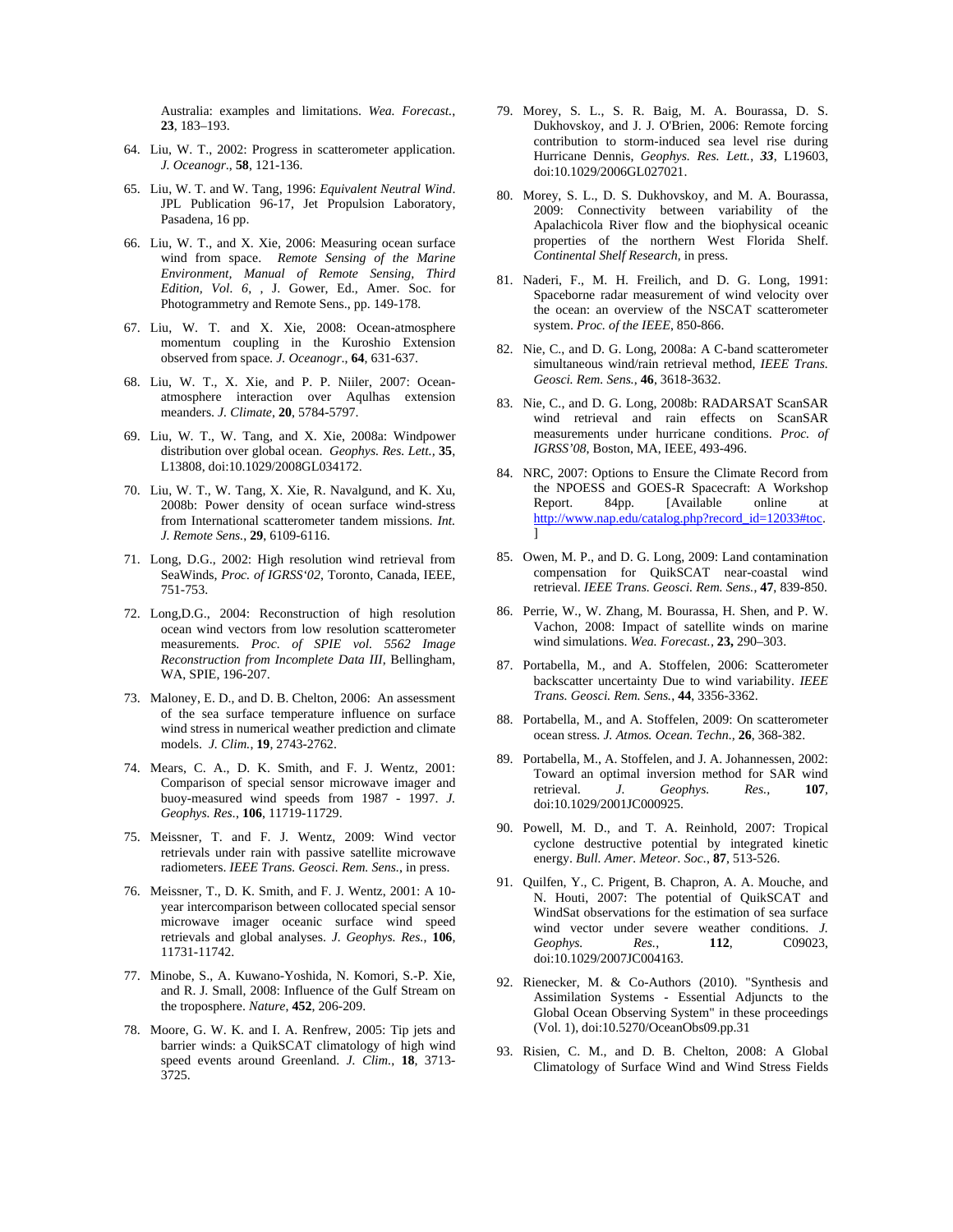Australia: examples and limitations. *Wea. Forecast.*, **23**, 183–193.

64. Liu, W. T., 2002: Progress in scatterometer application. *J. Oceanogr.*, **58**, 121-136.

65. Liu, W. T. and W. Tang, 1996: *Equivalent Neutral Wind*. JPL Publication 96-17, Jet Propulsion Laboratory, Pasadena, 16 pp.

66. Liu, W. T., and X. Xie, 2006: Measuring ocean surface wind from space. *Remote Sensing of the Marine Environment, Manual of Remote Sensing, Third Edition, Vol. 6*, , J. Gower, Ed., Amer. Soc. for Photogrammetry and Remote Sens., pp. 149-178.

67. Liu, W. T. and X. Xie, 2008: Ocean-atmosphere momentum coupling in the Kuroshio Extension observed from space. *J. Oceanogr.*, **64**, 631-637.

68. Liu, W. T., X. Xie, and P. P. Niiler, 2007: Ocean-atmosphere interaction over Aqulhas extension meanders. *J. Climate*, **20**, 5784-5797.

69. Liu, W. T., W. Tang, and X. Xie, 2008a: Windpower distribution over global ocean. *Geophys. Res. Lett.*, **35**, L13808, doi:10.1029/2008GL034172.

70. Liu, W. T., W. Tang, X. Xie, R. Navalgund, and K. Xu, 2008b: Power density of ocean surface wind-stress from International scatterometer tandem missions. *Int. J. Remote Sens.*, **29**, 6109-6116.

71. Long, D.G., 2002: High resolution wind retrieval from SeaWinds, *Proc. of IGRSS'02*, Toronto, Canada, IEEE, 751-753.

72. Long,D.G., 2004: Reconstruction of high resolution ocean wind vectors from low resolution scatterometer measurements. *Proc. of SPIE vol. 5562 Image Reconstruction from Incomplete Data III*, Bellingham, WA, SPIE, 196-207.

73. Maloney, E. D., and D. B. Chelton, 2006: An assessment of the sea surface temperature influence on surface wind stress in numerical weather prediction and climate models. *J. Clim.*, **19**, 2743-2762.

74. Mears, C. A., D. K. Smith, and F. J. Wentz, 2001: Comparison of special sensor microwave imager and buoy-measured wind speeds from 1987 - 1997. *J. Geophys. Res.*, **106**, 11719-11729.

75. Meissner, T. and F. J. Wentz, 2009: Wind vector retrievals under rain with passive satellite microwave radiometers. *IEEE Trans. Geosci. Rem. Sens.*, in press.

76. Meissner, T., D. K. Smith, and F. J. Wentz, 2001: A 10-year intercomparison between collocated special sensor microwave imager oceanic surface wind speed retrievals and global analyses. *J. Geophys. Res.*, **106**, 11731-11742.

77. Minobe, S., A. Kuwano-Yoshida, N. Komori, S.-P. Xie, and R. J. Small, 2008: Influence of the Gulf Stream on the troposphere. *Nature*, **452**, 206-209.

78. Moore, G. W. K. and I. A. Renfrew, 2005: Tip jets and barrier winds: a QuikSCAT climatology of high wind speed events around Greenland. *J. Clim.*, **18**, 3713-3725.

79. Morey, S. L., S. R. Baig, M. A. Bourassa, D. S. Dukhovskoy, and J. J. O'Brien, 2006: Remote forcing contribution to storm-induced sea level rise during Hurricane Dennis, *Geophys. Res. Lett.*, ***33***, L19603, doi:10.1029/2006GL027021.

80. Morey, S. L., D. S. Dukhovskoy, and M. A. Bourassa, 2009: Connectivity between variability of the Apalachicola River flow and the biophysical oceanic properties of the northern West Florida Shelf. *Continental Shelf Research*, in press.

81. Naderi, F., M. H. Freilich, and D. G. Long, 1991: Spaceborne radar measurement of wind velocity over the ocean: an overview of the NSCAT scatterometer system. *Proc. of the IEEE*, 850-866.

82. Nie, C., and D. G. Long, 2008a: A C-band scatterometer simultaneous wind/rain retrieval method, *IEEE Trans. Geosci. Rem. Sens.*, **46**, 3618-3632.

83. Nie, C., and D. G. Long, 2008b: RADARSAT ScanSAR wind retrieval and rain effects on ScanSAR measurements under hurricane conditions. *Proc. of IGRSS'08*, Boston, MA, IEEE, 493-496.

84. NRC, 2007: Options to Ensure the Climate Record from the NPOESS and GOES-R Spacecraft: A Workshop Report. 84pp. [Available online at http://www.nap.edu/catalog.php?record_id=12033#toc. ]

85. Owen, M. P., and D. G. Long, 2009: Land contamination compensation for QuikSCAT near-coastal wind retrieval. *IEEE Trans. Geosci. Rem. Sens.*, **47**, 839-850.

86. Perrie, W., W. Zhang, M. Bourassa, H. Shen, and P. W. Vachon, 2008: Impact of satellite winds on marine wind simulations. *Wea. Forecast.*, **23,** 290–303.

87. Portabella, M., and A. Stoffelen, 2006: Scatterometer backscatter uncertainty Due to wind variability. *IEEE Trans. Geosci. Rem. Sens.*, **44**, 3356-3362.

88. Portabella, M., and A. Stoffelen, 2009: On scatterometer ocean stress. *J. Atmos. Ocean. Techn.*, **26**, 368-382.

89. Portabella, M., A. Stoffelen, and J. A. Johannessen, 2002: Toward an optimal inversion method for SAR wind retrieval. *J. Geophys. Res.*, **107**, doi:10.1029/2001JC000925.

90. Powell, M. D., and T. A. Reinhold, 2007: Tropical cyclone destructive potential by integrated kinetic energy. *Bull. Amer. Meteor. Soc.*, **87**, 513-526.

91. Quilfen, Y., C. Prigent, B. Chapron, A. A. Mouche, and N. Houti, 2007: The potential of QuikSCAT and WindSat observations for the estimation of sea surface wind vector under severe weather conditions. *J. Geophys. Res.*, **112**, C09023, doi:10.1029/2007JC004163.

92. Rienecker, M. & Co-Authors (2010). "Synthesis and Assimilation Systems - Essential Adjuncts to the Global Ocean Observing System" in these proceedings (Vol. 1), doi:10.5270/OceanObs09.pp.31

93. Risien, C. M., and D. B. Chelton, 2008: A Global Climatology of Surface Wind and Wind Stress Fields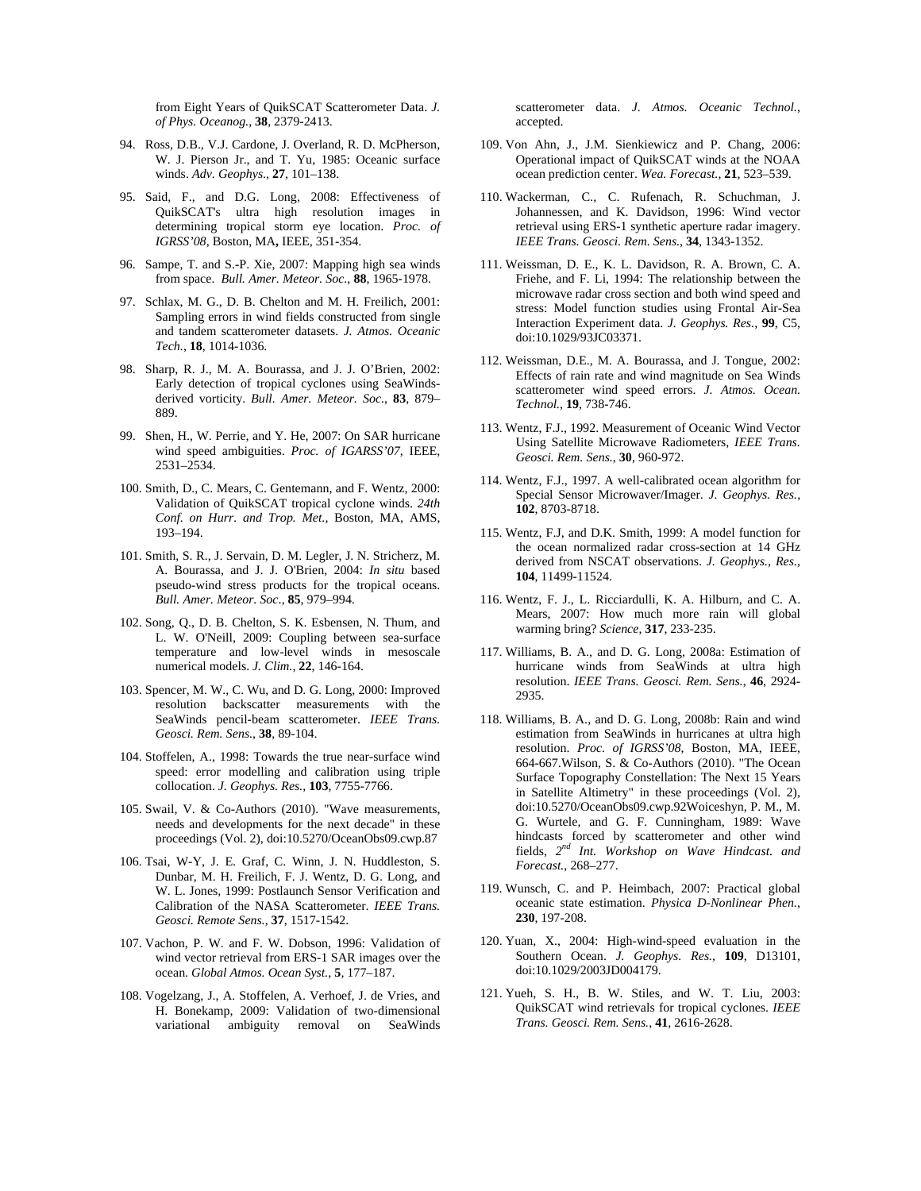from Eight Years of QuikSCAT Scatterometer Data. *J. of Phys. Oceanog.*, **38**, 2379-2413.

94. Ross, D.B., V.J. Cardone, J. Overland, R. D. McPherson, W. J. Pierson Jr., and T. Yu, 1985: Oceanic surface winds. *Adv. Geophys.*, **27**, 101–138.

95. Said, F., and D.G. Long, 2008: Effectiveness of QuikSCAT's ultra high resolution images in determining tropical storm eye location. *Proc. of IGRSS'08*, Boston, MA**,** IEEE, 351-354.

96. Sampe, T. and S.-P. Xie, 2007: Mapping high sea winds from space. *Bull. Amer. Meteor. Soc.*, **88**, 1965-1978.

97. Schlax, M. G., D. B. Chelton and M. H. Freilich, 2001: Sampling errors in wind fields constructed from single and tandem scatterometer datasets. *J. Atmos. Oceanic Tech.*, **18**, 1014-1036.

98. Sharp, R. J., M. A. Bourassa, and J. J. O'Brien, 2002: Early detection of tropical cyclones using SeaWinds-derived vorticity. *Bull. Amer. Meteor. Soc.*, **83**, 879–889.

99. Shen, H., W. Perrie, and Y. He, 2007: On SAR hurricane wind speed ambiguities. *Proc. of IGARSS'07*, IEEE, 2531–2534.

100. Smith, D., C. Mears, C. Gentemann, and F. Wentz, 2000: Validation of QuikSCAT tropical cyclone winds. *24th Conf. on Hurr. and Trop. Met.*, Boston, MA, AMS, 193–194.

101. Smith, S. R., J. Servain, D. M. Legler, J. N. Stricherz, M. A. Bourassa, and J. J. O'Brien, 2004: *In situ* based pseudo-wind stress products for the tropical oceans. *Bull. Amer. Meteor. Soc*., **85**, 979–994.

102. Song, Q., D. B. Chelton, S. K. Esbensen, N. Thum, and L. W. O'Neill, 2009: Coupling between sea-surface temperature and low-level winds in mesoscale numerical models. *J. Clim.*, **22**, 146-164.

103. Spencer, M. W., C. Wu, and D. G. Long, 2000: Improved resolution backscatter measurements with the SeaWinds pencil-beam scatterometer. *IEEE Trans. Geosci. Rem. Sens.*, **38**, 89-104.

104. Stoffelen, A., 1998: Towards the true near-surface wind speed: error modelling and calibration using triple collocation. *J. Geophys. Res.*, **103**, 7755-7766.

105. Swail, V. & Co-Authors (2010). "Wave measurements, needs and developments for the next decade" in these proceedings (Vol. 2), doi:10.5270/OceanObs09.cwp.87

106. Tsai, W-Y, J. E. Graf, C. Winn, J. N. Huddleston, S. Dunbar, M. H. Freilich, F. J. Wentz, D. G. Long, and W. L. Jones, 1999: Postlaunch Sensor Verification and Calibration of the NASA Scatterometer. *IEEE Trans. Geosci. Remote Sens.*, **37**, 1517-1542.

107. Vachon, P. W. and F. W. Dobson, 1996: Validation of wind vector retrieval from ERS-1 SAR images over the ocean. *Global Atmos. Ocean Syst.*, **5**, 177–187.

108. Vogelzang, J., A. Stoffelen, A. Verhoef, J. de Vries, and H. Bonekamp, 2009: Validation of two-dimensional variational ambiguity removal on SeaWinds scatterometer data. *J. Atmos. Oceanic Technol.*, accepted.

109. Von Ahn, J., J.M. Sienkiewicz and P. Chang, 2006: Operational impact of QuikSCAT winds at the NOAA ocean prediction center. *Wea. Forecast.*, **21**, 523–539.

110. Wackerman, C., C. Rufenach, R. Schuchman, J. Johannessen, and K. Davidson, 1996: Wind vector retrieval using ERS-1 synthetic aperture radar imagery. *IEEE Trans. Geosci. Rem. Sens.*, **34**, 1343-1352.

111. Weissman, D. E., K. L. Davidson, R. A. Brown, C. A. Friehe, and F. Li, 1994: The relationship between the microwave radar cross section and both wind speed and stress: Model function studies using Frontal Air-Sea Interaction Experiment data. *J. Geophys. Res.*, **99**, C5, doi:10.1029/93JC03371.

112. Weissman, D.E., M. A. Bourassa, and J. Tongue, 2002: Effects of rain rate and wind magnitude on Sea Winds scatterometer wind speed errors. *J. Atmos. Ocean. Technol.*, **19**, 738-746.

113. Wentz, F.J., 1992. Measurement of Oceanic Wind Vector Using Satellite Microwave Radiometers, *IEEE Trans. Geosci. Rem. Sens.*, **30**, 960-972.

114. Wentz, F.J., 1997. A well-calibrated ocean algorithm for Special Sensor Microwaver/Imager. *J. Geophys. Res.*, **102**, 8703-8718.

115. Wentz, F.J, and D.K. Smith, 1999: A model function for the ocean normalized radar cross-section at 14 GHz derived from NSCAT observations. *J. Geophys., Res.*, **104**, 11499-11524.

116. Wentz, F. J., L. Ricciardulli, K. A. Hilburn, and C. A. Mears, 2007: How much more rain will global warming bring? *Science*, **317**, 233-235.

117. Williams, B. A., and D. G. Long, 2008a: Estimation of hurricane winds from SeaWinds at ultra high resolution. *IEEE Trans. Geosci. Rem. Sens.*, **46**, 2924-2935.

118. Williams, B. A., and D. G. Long, 2008b: Rain and wind estimation from SeaWinds in hurricanes at ultra high resolution. *Proc. of IGRSS'08*, Boston, MA, IEEE, 664-667.Wilson, S. & Co-Authors (2010). "The Ocean Surface Topography Constellation: The Next 15 Years in Satellite Altimetry" in these proceedings (Vol. 2), doi:10.5270/OceanObs09.cwp.92Woiceshyn, P. M., M. G. Wurtele, and G. F. Cunningham, 1989: Wave hindcasts forced by scatterometer and other wind fields, *2nd Int. Workshop on Wave Hindcast. and Forecast.*, 268–277.

119. Wunsch, C. and P. Heimbach, 2007: Practical global oceanic state estimation. *Physica D-Nonlinear Phen.*, **230**, 197-208.

120. Yuan, X., 2004: High-wind-speed evaluation in the Southern Ocean. *J. Geophys. Res.*, **109**, D13101, doi:10.1029/2003JD004179.

121. Yueh, S. H., B. W. Stiles, and W. T. Liu, 2003: QuikSCAT wind retrievals for tropical cyclones. *IEEE Trans. Geosci. Rem. Sens.*, **41**, 2616-2628.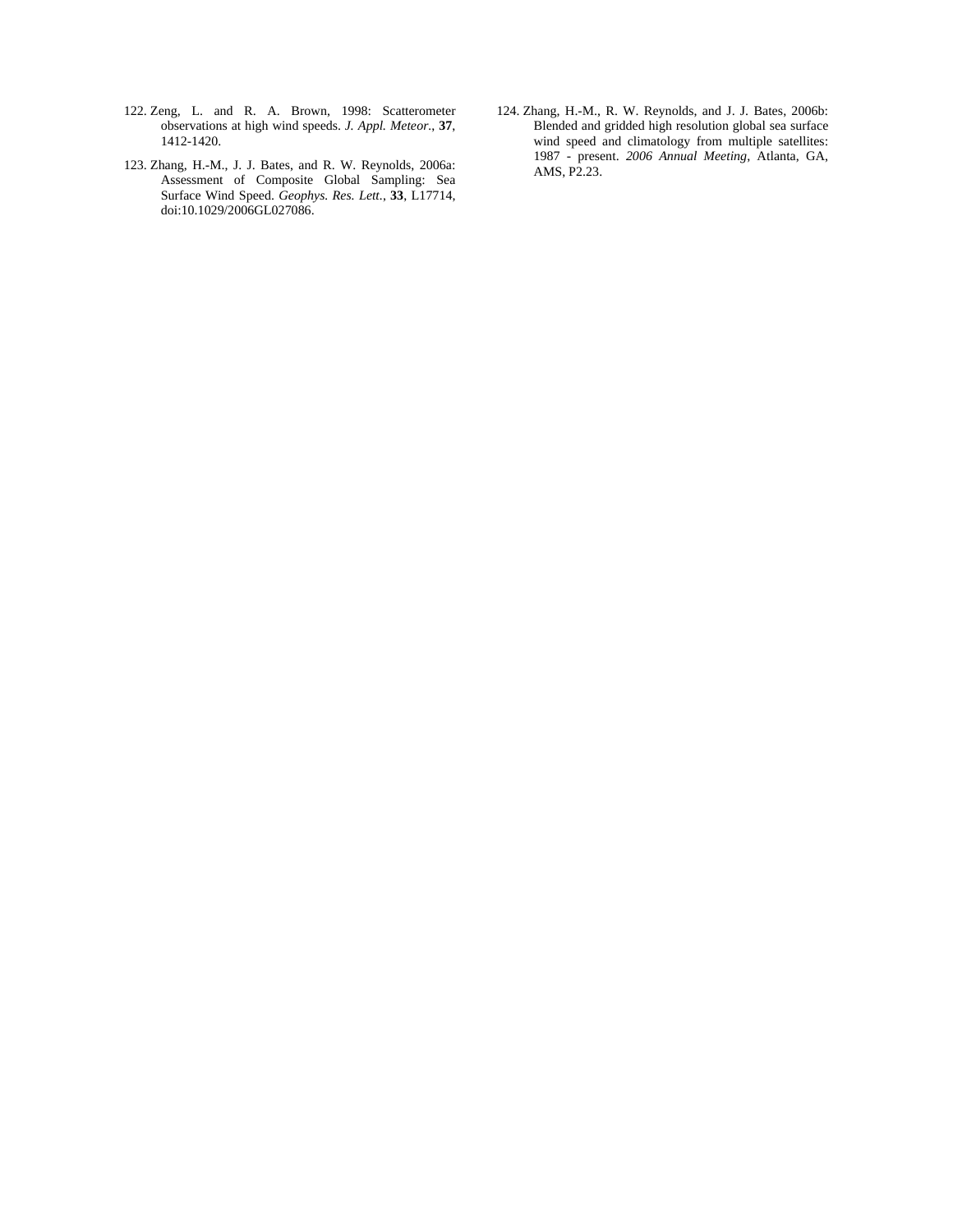122. Zeng, L. and R. A. Brown, 1998: Scatterometer observations at high wind speeds. *J. Appl. Meteor.*, **37**, 1412-1420.

123. Zhang, H.-M., J. J. Bates, and R. W. Reynolds, 2006a: Assessment of Composite Global Sampling: Sea Surface Wind Speed. *Geophys. Res. Lett.*, **33**, L17714, doi:10.1029/2006GL027086.

124. Zhang, H.-M., R. W. Reynolds, and J. J. Bates, 2006b: Blended and gridded high resolution global sea surface wind speed and climatology from multiple satellites: 1987 - present. *2006 Annual Meeting*, Atlanta, GA, AMS, P2.23.